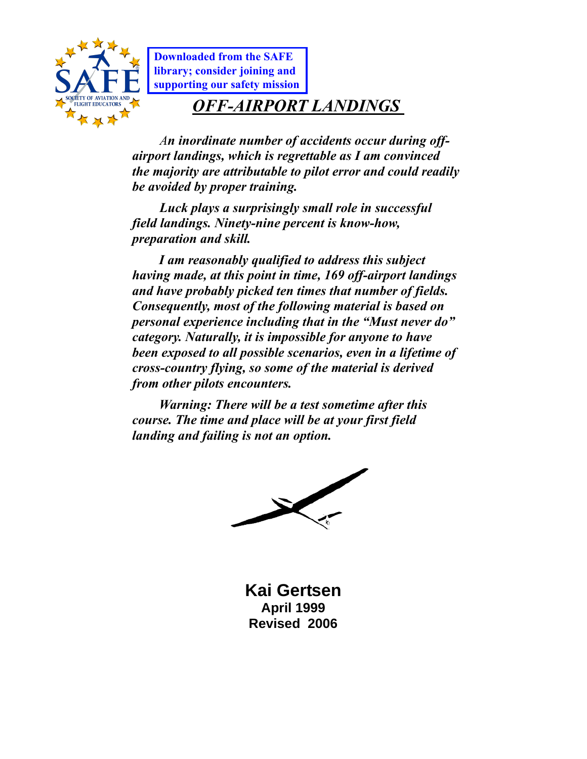**Downloaded from the SAFE library; consider joining and supporting our safety mission**

# *OFF-AIRPORT LANDINGS*

***An inordinate number of accidents occur during off-airport landings, which is regrettable as I am convinced the majority are attributable to pilot error and could readily be avoided by proper training.***

***Luck plays a surprisingly small role in successful field landings. Ninety-nine percent is know-how, preparation and skill.***

***I am reasonably qualified to address this subject having made, at this point in time, 169 off-airport landings and have probably picked ten times that number of fields. Consequently, most of the following material is based on personal experience including that in the "Must never do" category. Naturally, it is impossible for anyone to have been exposed to all possible scenarios, even in a lifetime of cross-country flying, so some of the material is derived from other pilots encounters.***

***Warning: There will be a test sometime after this course. The time and place will be at your first field landing and failing is not an option.***

**Kai Gertsen**
**April 1999**
**Revised 2006**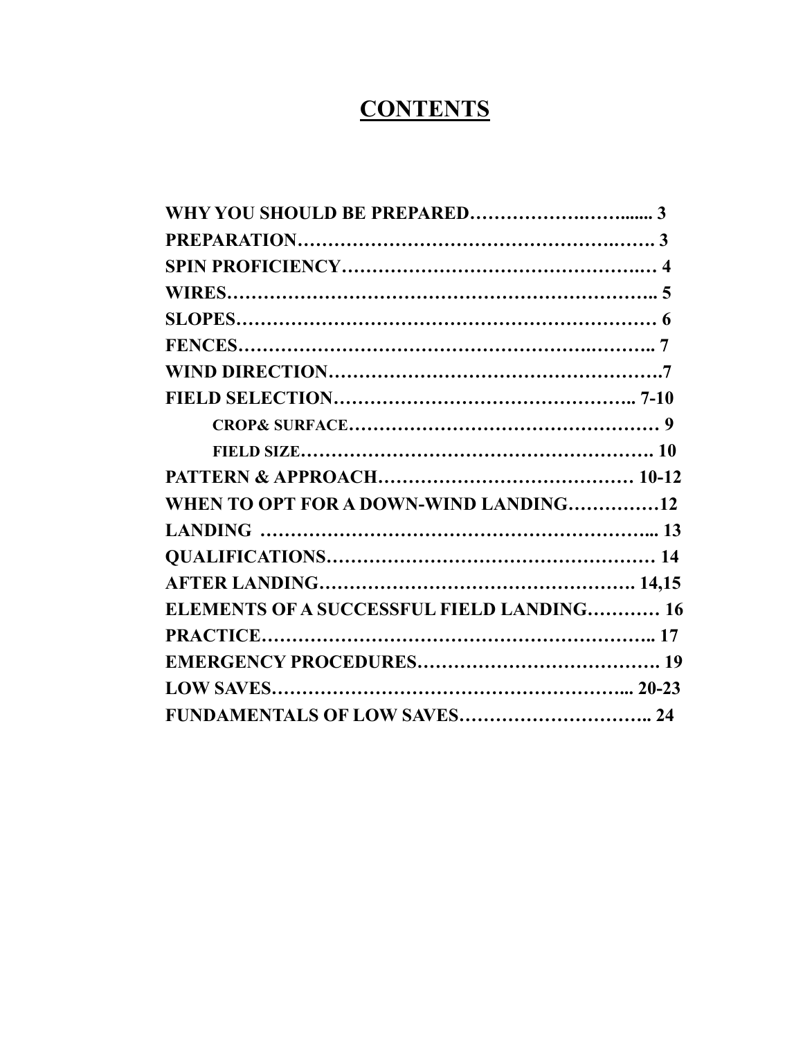# CONTENTS

WHY YOU SHOULD BE PREPARED………………..……...... 3
PREPARATION…………………………………………….……. 3
SPIN PROFICIENCY……………………………………….… 4
WIRES……………………………………………………….. 5
SLOPES……………………………………………………… 6
FENCES…………………………………………….……….. 7
WIND DIRECTION………………………………………….7
FIELD SELECTION……………………………………….. 7-10
    CROP& SURFACE…………………………………………… 9
    FIELD SIZE…………………………………………………. 10
PATTERN & APPROACH…………………………………… 10-12
WHEN TO OPT FOR A DOWN-WIND LANDING……………12
LANDING ……………………………………………………... 13
QUALIFICATIONS……………………………………………… 14
AFTER LANDING……………………………………………. 14,15
ELEMENTS OF A SUCCESSFUL FIELD LANDING………… 16
PRACTICE……………………………………………………….. 17
EMERGENCY PROCEDURES…………………………………. 19
LOW SAVES………………………………………………... 20-23
FUNDAMENTALS OF LOW SAVES………………………….. 24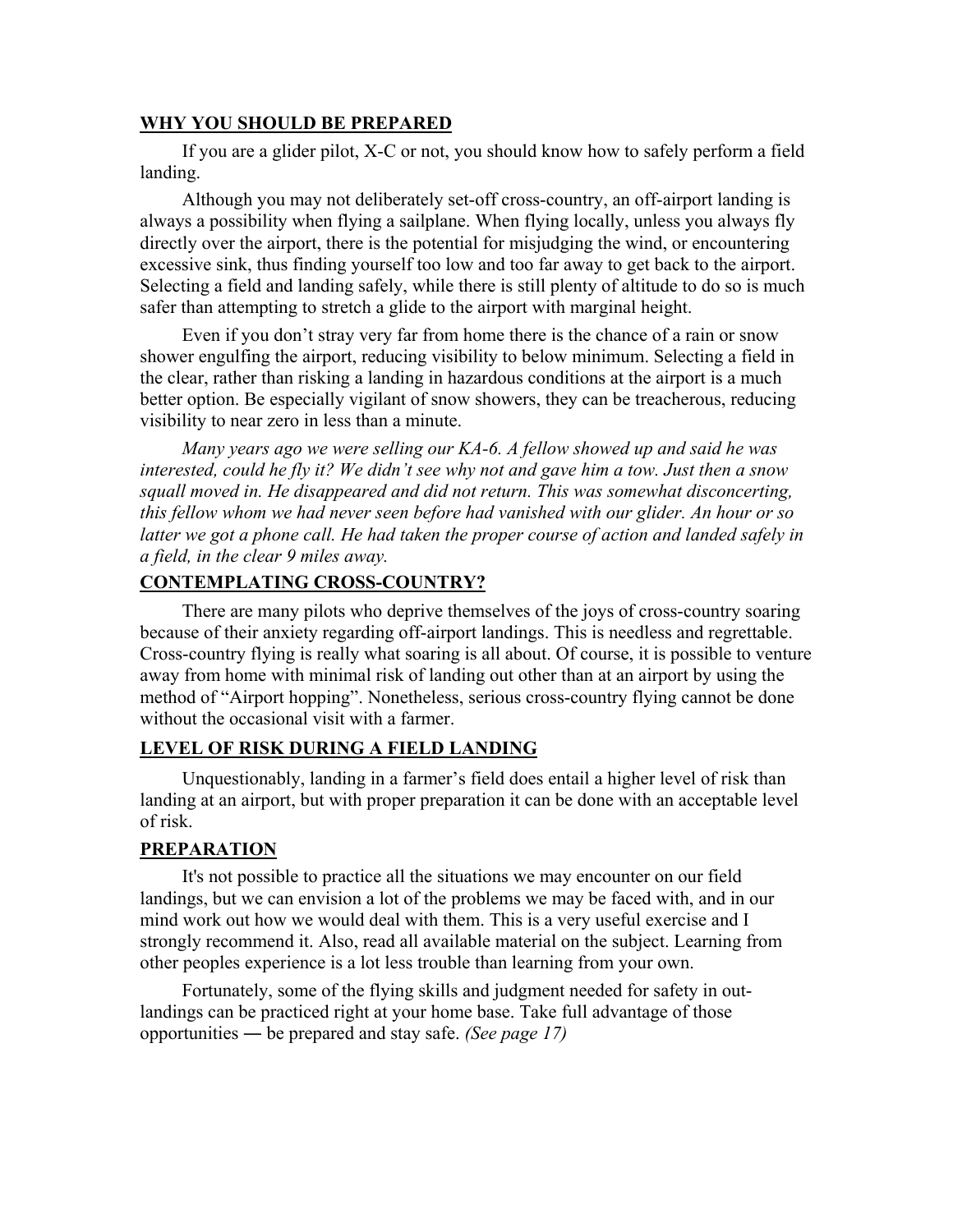## WHY YOU SHOULD BE PREPARED

If you are a glider pilot, X-C or not, you should know how to safely perform a field landing.

Although you may not deliberately set-off cross-country, an off-airport landing is always a possibility when flying a sailplane. When flying locally, unless you always fly directly over the airport, there is the potential for misjudging the wind, or encountering excessive sink, thus finding yourself too low and too far away to get back to the airport. Selecting a field and landing safely, while there is still plenty of altitude to do so is much safer than attempting to stretch a glide to the airport with marginal height.

Even if you don't stray very far from home there is the chance of a rain or snow shower engulfing the airport, reducing visibility to below minimum. Selecting a field in the clear, rather than risking a landing in hazardous conditions at the airport is a much better option. Be especially vigilant of snow showers, they can be treacherous, reducing visibility to near zero in less than a minute.

*Many years ago we were selling our KA-6. A fellow showed up and said he was interested, could he fly it? We didn't see why not and gave him a tow. Just then a snow squall moved in. He disappeared and did not return. This was somewhat disconcerting, this fellow whom we had never seen before had vanished with our glider. An hour or so latter we got a phone call. He had taken the proper course of action and landed safely in a field, in the clear 9 miles away.*

## CONTEMPLATING CROSS-COUNTRY?

There are many pilots who deprive themselves of the joys of cross-country soaring because of their anxiety regarding off-airport landings. This is needless and regrettable. Cross-country flying is really what soaring is all about. Of course, it is possible to venture away from home with minimal risk of landing out other than at an airport by using the method of "Airport hopping". Nonetheless, serious cross-country flying cannot be done without the occasional visit with a farmer.

## LEVEL OF RISK DURING A FIELD LANDING

Unquestionably, landing in a farmer's field does entail a higher level of risk than landing at an airport, but with proper preparation it can be done with an acceptable level of risk.

## PREPARATION

It's not possible to practice all the situations we may encounter on our field landings, but we can envision a lot of the problems we may be faced with, and in our mind work out how we would deal with them. This is a very useful exercise and I strongly recommend it. Also, read all available material on the subject. Learning from other peoples experience is a lot less trouble than learning from your own.

Fortunately, some of the flying skills and judgment needed for safety in out-landings can be practiced right at your home base. Take full advantage of those opportunities ― be prepared and stay safe. *(See page 17)*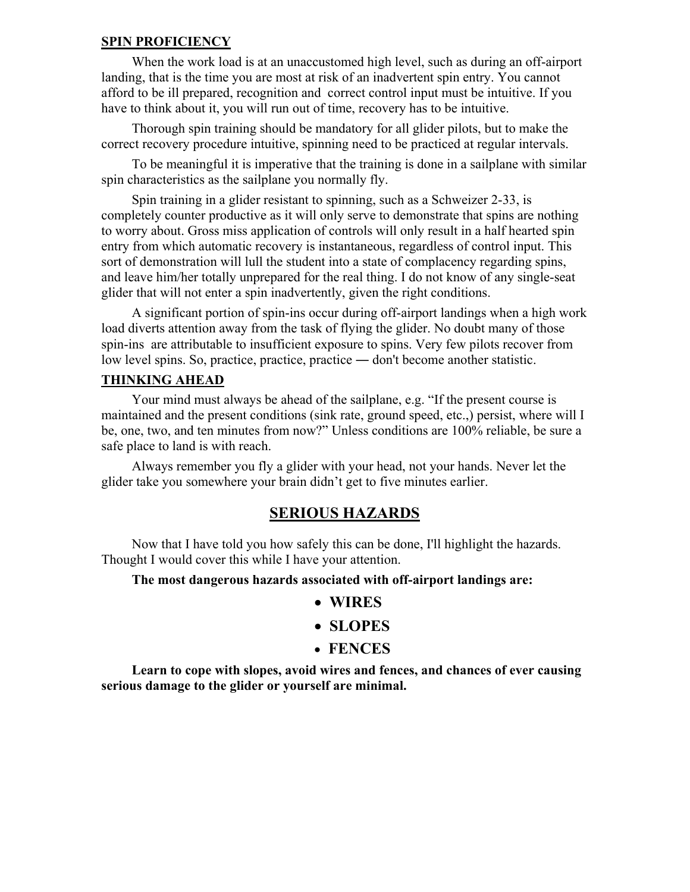### SPIN PROFICIENCY

When the work load is at an unaccustomed high level, such as during an off-airport landing, that is the time you are most at risk of an inadvertent spin entry. You cannot afford to be ill prepared, recognition and correct control input must be intuitive. If you have to think about it, you will run out of time, recovery has to be intuitive.

Thorough spin training should be mandatory for all glider pilots, but to make the correct recovery procedure intuitive, spinning need to be practiced at regular intervals.

To be meaningful it is imperative that the training is done in a sailplane with similar spin characteristics as the sailplane you normally fly.

Spin training in a glider resistant to spinning, such as a Schweizer 2-33, is completely counter productive as it will only serve to demonstrate that spins are nothing to worry about. Gross miss application of controls will only result in a half hearted spin entry from which automatic recovery is instantaneous, regardless of control input. This sort of demonstration will lull the student into a state of complacency regarding spins, and leave him/her totally unprepared for the real thing. I do not know of any single-seat glider that will not enter a spin inadvertently, given the right conditions.

A significant portion of spin-ins occur during off-airport landings when a high work load diverts attention away from the task of flying the glider. No doubt many of those spin-ins are attributable to insufficient exposure to spins. Very few pilots recover from low level spins. So, practice, practice, practice ― don't become another statistic.

### THINKING AHEAD

Your mind must always be ahead of the sailplane, e.g. "If the present course is maintained and the present conditions (sink rate, ground speed, etc.,) persist, where will I be, one, two, and ten minutes from now?" Unless conditions are 100% reliable, be sure a safe place to land is with reach.

Always remember you fly a glider with your head, not your hands. Never let the glider take you somewhere your brain didn't get to five minutes earlier.

## SERIOUS HAZARDS

Now that I have told you how safely this can be done, I'll highlight the hazards. Thought I would cover this while I have your attention.

**The most dangerous hazards associated with off-airport landings are:**

- **WIRES**
- **SLOPES**
- **FENCES**

**Learn to cope with slopes, avoid wires and fences, and chances of ever causing serious damage to the glider or yourself are minimal.**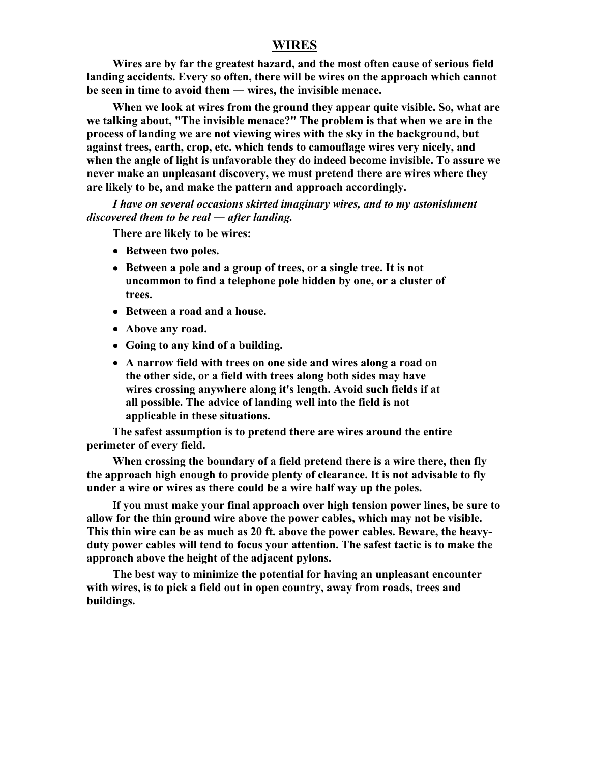## WIRES

**Wires are by far the greatest hazard, and the most often cause of serious field landing accidents. Every so often, there will be wires on the approach which cannot be seen in time to avoid them — wires, the invisible menace.**

**When we look at wires from the ground they appear quite visible. So, what are we talking about, "The invisible menace?" The problem is that when we are in the process of landing we are not viewing wires with the sky in the background, but against trees, earth, crop, etc. which tends to camouflage wires very nicely, and when the angle of light is unfavorable they do indeed become invisible. To assure we never make an unpleasant discovery, we must pretend there are wires where they are likely to be, and make the pattern and approach accordingly.**

***I have on several occasions skirted imaginary wires, and to my astonishment discovered them to be real — after landing.***

**There are likely to be wires:**

- **Between two poles.**
- **Between a pole and a group of trees, or a single tree. It is not uncommon to find a telephone pole hidden by one, or a cluster of trees.**
- **Between a road and a house.**
- **Above any road.**
- **Going to any kind of a building.**
- **A narrow field with trees on one side and wires along a road on the other side, or a field with trees along both sides may have wires crossing anywhere along it's length. Avoid such fields if at all possible. The advice of landing well into the field is not applicable in these situations.**

**The safest assumption is to pretend there are wires around the entire perimeter of every field.**

**When crossing the boundary of a field pretend there is a wire there, then fly the approach high enough to provide plenty of clearance. It is not advisable to fly under a wire or wires as there could be a wire half way up the poles.**

**If you must make your final approach over high tension power lines, be sure to allow for the thin ground wire above the power cables, which may not be visible. This thin wire can be as much as 20 ft. above the power cables. Beware, the heavy-duty power cables will tend to focus your attention. The safest tactic is to make the approach above the height of the adjacent pylons.**

**The best way to minimize the potential for having an unpleasant encounter with wires, is to pick a field out in open country, away from roads, trees and buildings.**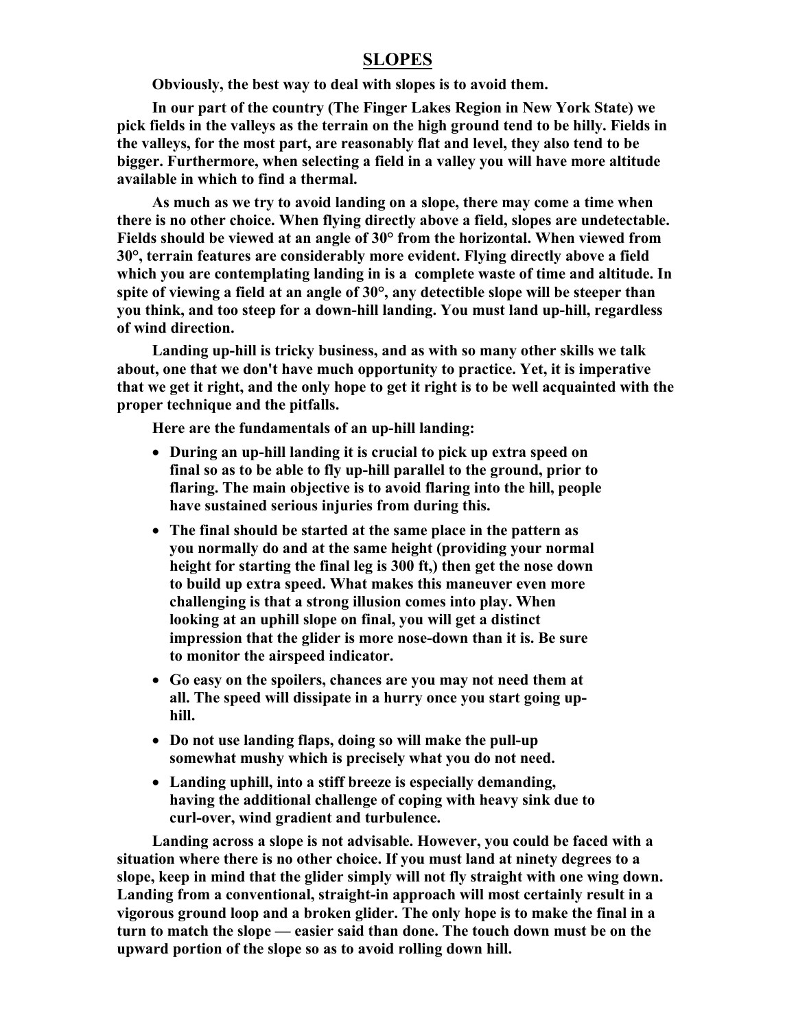## SLOPES

**Obviously, the best way to deal with slopes is to avoid them.**

**In our part of the country (The Finger Lakes Region in New York State) we pick fields in the valleys as the terrain on the high ground tend to be hilly. Fields in the valleys, for the most part, are reasonably flat and level, they also tend to be bigger. Furthermore, when selecting a field in a valley you will have more altitude available in which to find a thermal.**

**As much as we try to avoid landing on a slope, there may come a time when there is no other choice. When flying directly above a field, slopes are undetectable. Fields should be viewed at an angle of 30° from the horizontal. When viewed from 30°, terrain features are considerably more evident. Flying directly above a field which you are contemplating landing in is a complete waste of time and altitude. In spite of viewing a field at an angle of 30°, any detectible slope will be steeper than you think, and too steep for a down-hill landing. You must land up-hill, regardless of wind direction.**

**Landing up-hill is tricky business, and as with so many other skills we talk about, one that we don't have much opportunity to practice. Yet, it is imperative that we get it right, and the only hope to get it right is to be well acquainted with the proper technique and the pitfalls.**

**Here are the fundamentals of an up-hill landing:**

- **During an up-hill landing it is crucial to pick up extra speed on final so as to be able to fly up-hill parallel to the ground, prior to flaring. The main objective is to avoid flaring into the hill, people have sustained serious injuries from during this.**
- **The final should be started at the same place in the pattern as you normally do and at the same height (providing your normal height for starting the final leg is 300 ft,) then get the nose down to build up extra speed. What makes this maneuver even more challenging is that a strong illusion comes into play. When looking at an uphill slope on final, you will get a distinct impression that the glider is more nose-down than it is. Be sure to monitor the airspeed indicator.**
- **Go easy on the spoilers, chances are you may not need them at all. The speed will dissipate in a hurry once you start going up-hill.**
- **Do not use landing flaps, doing so will make the pull-up somewhat mushy which is precisely what you do not need.**
- **Landing uphill, into a stiff breeze is especially demanding, having the additional challenge of coping with heavy sink due to curl-over, wind gradient and turbulence.**

**Landing across a slope is not advisable. However, you could be faced with a situation where there is no other choice. If you must land at ninety degrees to a slope, keep in mind that the glider simply will not fly straight with one wing down. Landing from a conventional, straight-in approach will most certainly result in a vigorous ground loop and a broken glider. The only hope is to make the final in a turn to match the slope — easier said than done. The touch down must be on the upward portion of the slope so as to avoid rolling down hill.**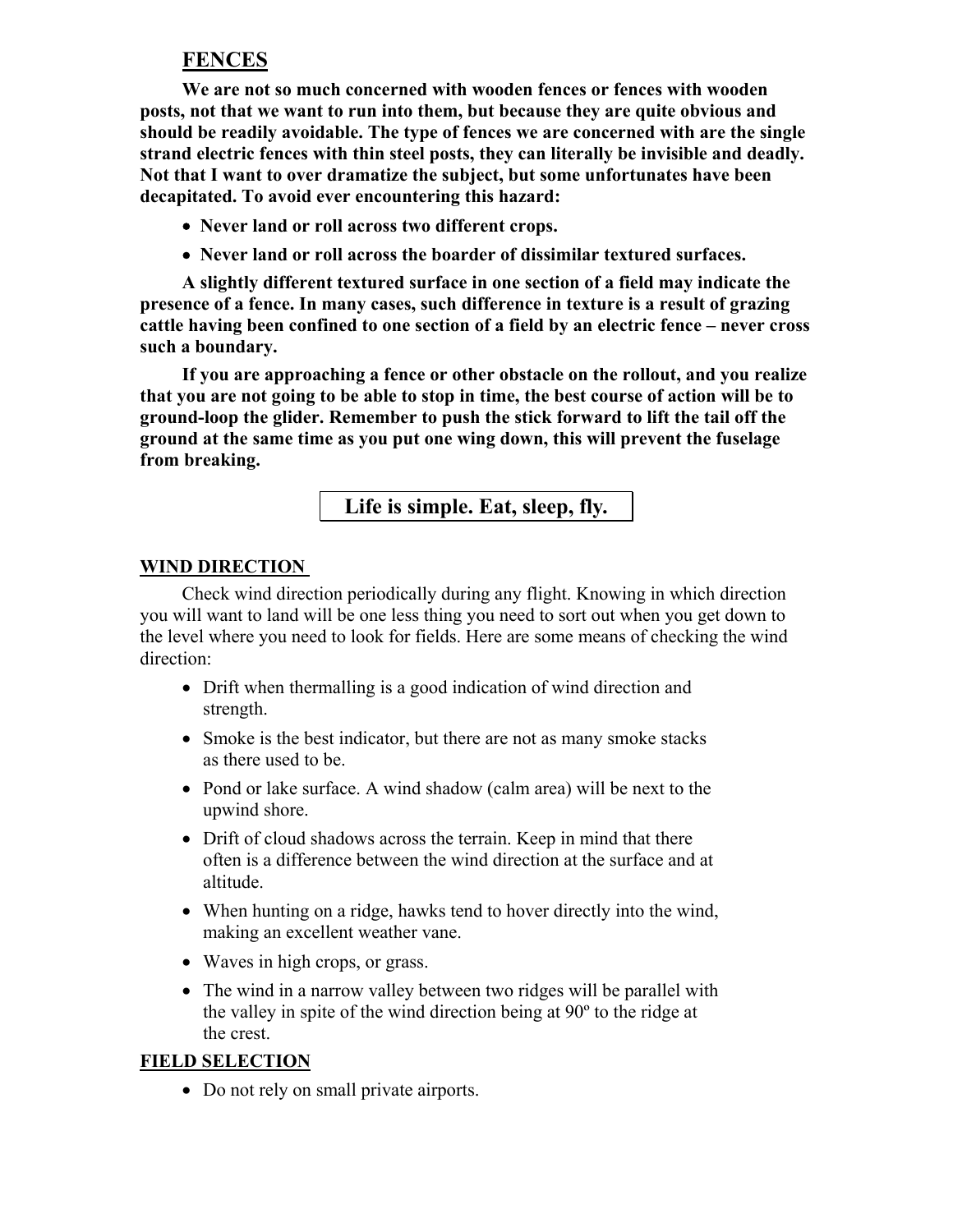## FENCES

**We are not so much concerned with wooden fences or fences with wooden posts, not that we want to run into them, but because they are quite obvious and should be readily avoidable. The type of fences we are concerned with are the single strand electric fences with thin steel posts, they can literally be invisible and deadly. Not that I want to over dramatize the subject, but some unfortunates have been decapitated. To avoid ever encountering this hazard:**

- **Never land or roll across two different crops.**
- **Never land or roll across the boarder of dissimilar textured surfaces.**

**A slightly different textured surface in one section of a field may indicate the presence of a fence. In many cases, such difference in texture is a result of grazing cattle having been confined to one section of a field by an electric fence – never cross such a boundary.**

**If you are approaching a fence or other obstacle on the rollout, and you realize that you are not going to be able to stop in time, the best course of action will be to ground-loop the glider. Remember to push the stick forward to lift the tail off the ground at the same time as you put one wing down, this will prevent the fuselage from breaking.**

**Life is simple. Eat, sleep, fly.**

## WIND DIRECTION

Check wind direction periodically during any flight. Knowing in which direction you will want to land will be one less thing you need to sort out when you get down to the level where you need to look for fields. Here are some means of checking the wind direction:

- Drift when thermalling is a good indication of wind direction and strength.
- Smoke is the best indicator, but there are not as many smoke stacks as there used to be.
- Pond or lake surface. A wind shadow (calm area) will be next to the upwind shore.
- Drift of cloud shadows across the terrain. Keep in mind that there often is a difference between the wind direction at the surface and at altitude.
- When hunting on a ridge, hawks tend to hover directly into the wind, making an excellent weather vane.
- Waves in high crops, or grass.
- The wind in a narrow valley between two ridges will be parallel with the valley in spite of the wind direction being at 90º to the ridge at the crest.

## FIELD SELECTION

- Do not rely on small private airports.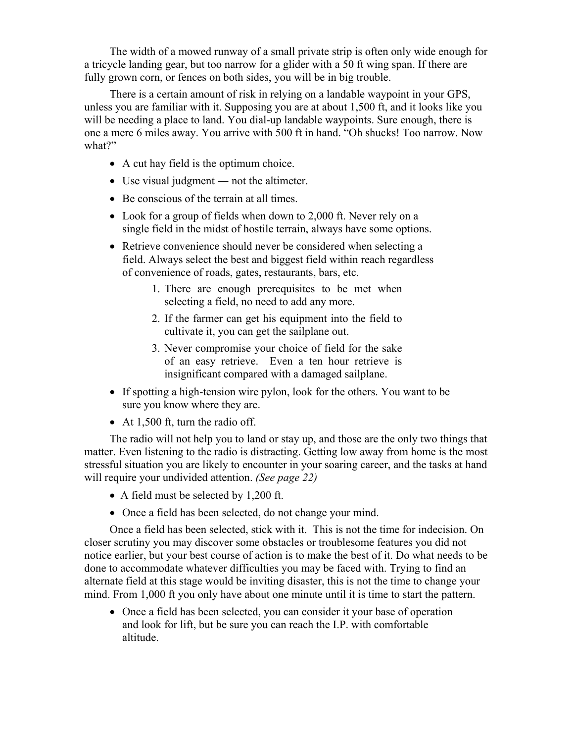The width of a mowed runway of a small private strip is often only wide enough for a tricycle landing gear, but too narrow for a glider with a 50 ft wing span. If there are fully grown corn, or fences on both sides, you will be in big trouble.

There is a certain amount of risk in relying on a landable waypoint in your GPS, unless you are familiar with it. Supposing you are at about 1,500 ft, and it looks like you will be needing a place to land. You dial-up landable waypoints. Sure enough, there is one a mere 6 miles away. You arrive with 500 ft in hand. "Oh shucks! Too narrow. Now what?"

- A cut hay field is the optimum choice.
- Use visual judgment ― not the altimeter.
- Be conscious of the terrain at all times.
- Look for a group of fields when down to 2,000 ft. Never rely on a single field in the midst of hostile terrain, always have some options.
- Retrieve convenience should never be considered when selecting a field. Always select the best and biggest field within reach regardless of convenience of roads, gates, restaurants, bars, etc.
    1. There are enough prerequisites to be met when selecting a field, no need to add any more.
    2. If the farmer can get his equipment into the field to cultivate it, you can get the sailplane out.
    3. Never compromise your choice of field for the sake of an easy retrieve. Even a ten hour retrieve is insignificant compared with a damaged sailplane.
- If spotting a high-tension wire pylon, look for the others. You want to be sure you know where they are.
- At 1,500 ft, turn the radio off.

The radio will not help you to land or stay up, and those are the only two things that matter. Even listening to the radio is distracting. Getting low away from home is the most stressful situation you are likely to encounter in your soaring career, and the tasks at hand will require your undivided attention. *(See page 22)*

- A field must be selected by 1,200 ft.
- Once a field has been selected, do not change your mind.

Once a field has been selected, stick with it. This is not the time for indecision. On closer scrutiny you may discover some obstacles or troublesome features you did not notice earlier, but your best course of action is to make the best of it. Do what needs to be done to accommodate whatever difficulties you may be faced with. Trying to find an alternate field at this stage would be inviting disaster, this is not the time to change your mind. From 1,000 ft you only have about one minute until it is time to start the pattern.

- Once a field has been selected, you can consider it your base of operation and look for lift, but be sure you can reach the I.P. with comfortable altitude.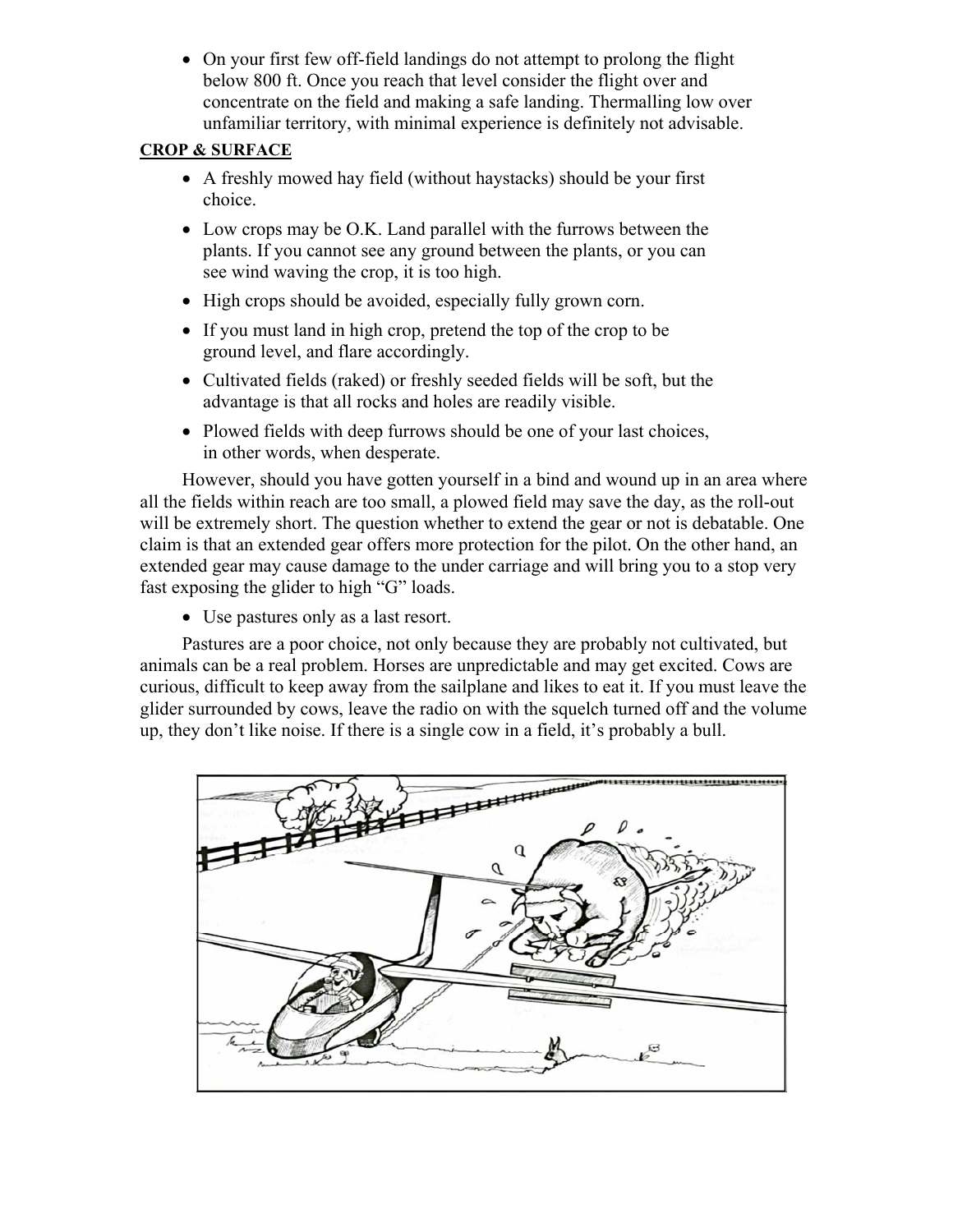- On your first few off-field landings do not attempt to prolong the flight below 800 ft. Once you reach that level consider the flight over and concentrate on the field and making a safe landing. Thermalling low over unfamiliar territory, with minimal experience is definitely not advisable.

**CROP & SURFACE**

- A freshly mowed hay field (without haystacks) should be your first choice.
- Low crops may be O.K. Land parallel with the furrows between the plants. If you cannot see any ground between the plants, or you can see wind waving the crop, it is too high.
- High crops should be avoided, especially fully grown corn.
- If you must land in high crop, pretend the top of the crop to be ground level, and flare accordingly.
- Cultivated fields (raked) or freshly seeded fields will be soft, but the advantage is that all rocks and holes are readily visible.
- Plowed fields with deep furrows should be one of your last choices, in other words, when desperate.

However, should you have gotten yourself in a bind and wound up in an area where all the fields within reach are too small, a plowed field may save the day, as the roll-out will be extremely short. The question whether to extend the gear or not is debatable. One claim is that an extended gear offers more protection for the pilot. On the other hand, an extended gear may cause damage to the under carriage and will bring you to a stop very fast exposing the glider to high "G" loads.

- Use pastures only as a last resort.

Pastures are a poor choice, not only because they are probably not cultivated, but animals can be a real problem. Horses are unpredictable and may get excited. Cows are curious, difficult to keep away from the sailplane and likes to eat it. If you must leave the glider surrounded by cows, leave the radio on with the squelch turned off and the volume up, they don't like noise. If there is a single cow in a field, it's probably a bull.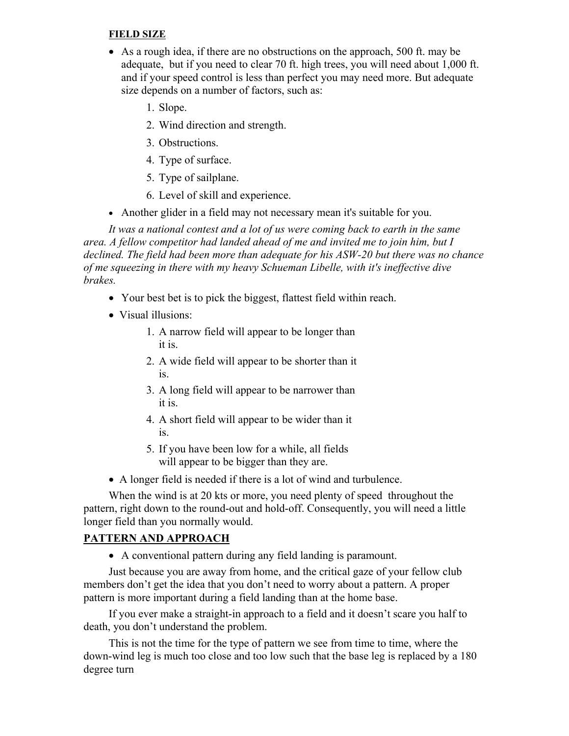**FIELD SIZE**

- As a rough idea, if there are no obstructions on the approach, 500 ft. may be adequate, but if you need to clear 70 ft. high trees, you will need about 1,000 ft. and if your speed control is less than perfect you may need more. But adequate size depends on a number of factors, such as:
    1. Slope.
    2. Wind direction and strength.
    3. Obstructions.
    4. Type of surface.
    5. Type of sailplane.
    6. Level of skill and experience.
- Another glider in a field may not necessary mean it's suitable for you.

*It was a national contest and a lot of us were coming back to earth in the same area. A fellow competitor had landed ahead of me and invited me to join him, but I declined. The field had been more than adequate for his ASW-20 but there was no chance of me squeezing in there with my heavy Schueman Libelle, with it's ineffective dive brakes.*

- Your best bet is to pick the biggest, flattest field within reach.
- Visual illusions:
    1. A narrow field will appear to be longer than it is.
    2. A wide field will appear to be shorter than it is.
    3. A long field will appear to be narrower than it is.
    4. A short field will appear to be wider than it is.
    5. If you have been low for a while, all fields will appear to be bigger than they are.
- A longer field is needed if there is a lot of wind and turbulence.

When the wind is at 20 kts or more, you need plenty of speed throughout the pattern, right down to the round-out and hold-off. Consequently, you will need a little longer field than you normally would.

**PATTERN AND APPROACH**

- A conventional pattern during any field landing is paramount.

Just because you are away from home, and the critical gaze of your fellow club members don't get the idea that you don't need to worry about a pattern. A proper pattern is more important during a field landing than at the home base.

If you ever make a straight-in approach to a field and it doesn't scare you half to death, you don't understand the problem.

This is not the time for the type of pattern we see from time to time, where the down-wind leg is much too close and too low such that the base leg is replaced by a 180 degree turn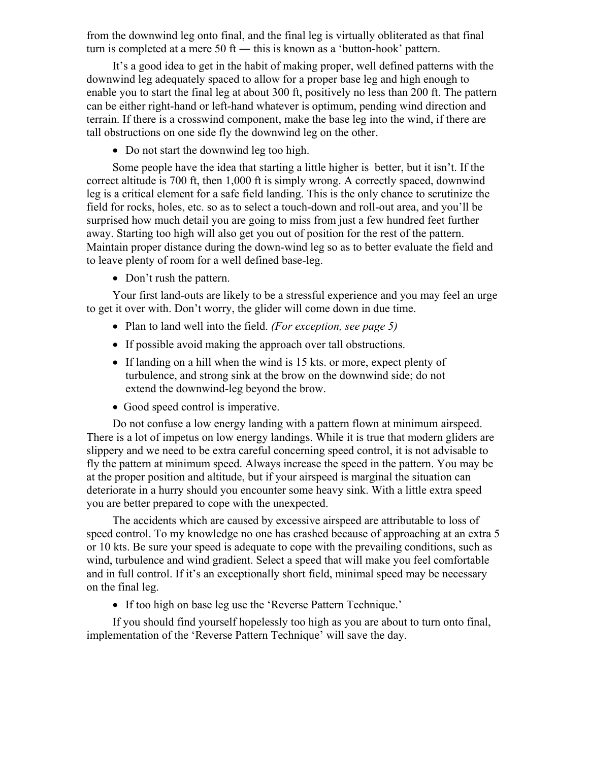from the downwind leg onto final, and the final leg is virtually obliterated as that final turn is completed at a mere 50 ft — this is known as a 'button-hook' pattern.

It's a good idea to get in the habit of making proper, well defined patterns with the downwind leg adequately spaced to allow for a proper base leg and high enough to enable you to start the final leg at about 300 ft, positively no less than 200 ft. The pattern can be either right-hand or left-hand whatever is optimum, pending wind direction and terrain. If there is a crosswind component, make the base leg into the wind, if there are tall obstructions on one side fly the downwind leg on the other.

- Do not start the downwind leg too high.

Some people have the idea that starting a little higher is better, but it isn't. If the correct altitude is 700 ft, then 1,000 ft is simply wrong. A correctly spaced, downwind leg is a critical element for a safe field landing. This is the only chance to scrutinize the field for rocks, holes, etc. so as to select a touch-down and roll-out area, and you'll be surprised how much detail you are going to miss from just a few hundred feet further away. Starting too high will also get you out of position for the rest of the pattern. Maintain proper distance during the down-wind leg so as to better evaluate the field and to leave plenty of room for a well defined base-leg.

- Don't rush the pattern.

Your first land-outs are likely to be a stressful experience and you may feel an urge to get it over with. Don't worry, the glider will come down in due time.

- Plan to land well into the field. *(For exception, see page 5)*
- If possible avoid making the approach over tall obstructions.
- If landing on a hill when the wind is 15 kts. or more, expect plenty of turbulence, and strong sink at the brow on the downwind side; do not extend the downwind-leg beyond the brow.
- Good speed control is imperative.

Do not confuse a low energy landing with a pattern flown at minimum airspeed. There is a lot of impetus on low energy landings. While it is true that modern gliders are slippery and we need to be extra careful concerning speed control, it is not advisable to fly the pattern at minimum speed. Always increase the speed in the pattern. You may be at the proper position and altitude, but if your airspeed is marginal the situation can deteriorate in a hurry should you encounter some heavy sink. With a little extra speed you are better prepared to cope with the unexpected.

The accidents which are caused by excessive airspeed are attributable to loss of speed control. To my knowledge no one has crashed because of approaching at an extra 5 or 10 kts. Be sure your speed is adequate to cope with the prevailing conditions, such as wind, turbulence and wind gradient. Select a speed that will make you feel comfortable and in full control. If it's an exceptionally short field, minimal speed may be necessary on the final leg.

- If too high on base leg use the 'Reverse Pattern Technique.'

If you should find yourself hopelessly too high as you are about to turn onto final, implementation of the 'Reverse Pattern Technique' will save the day.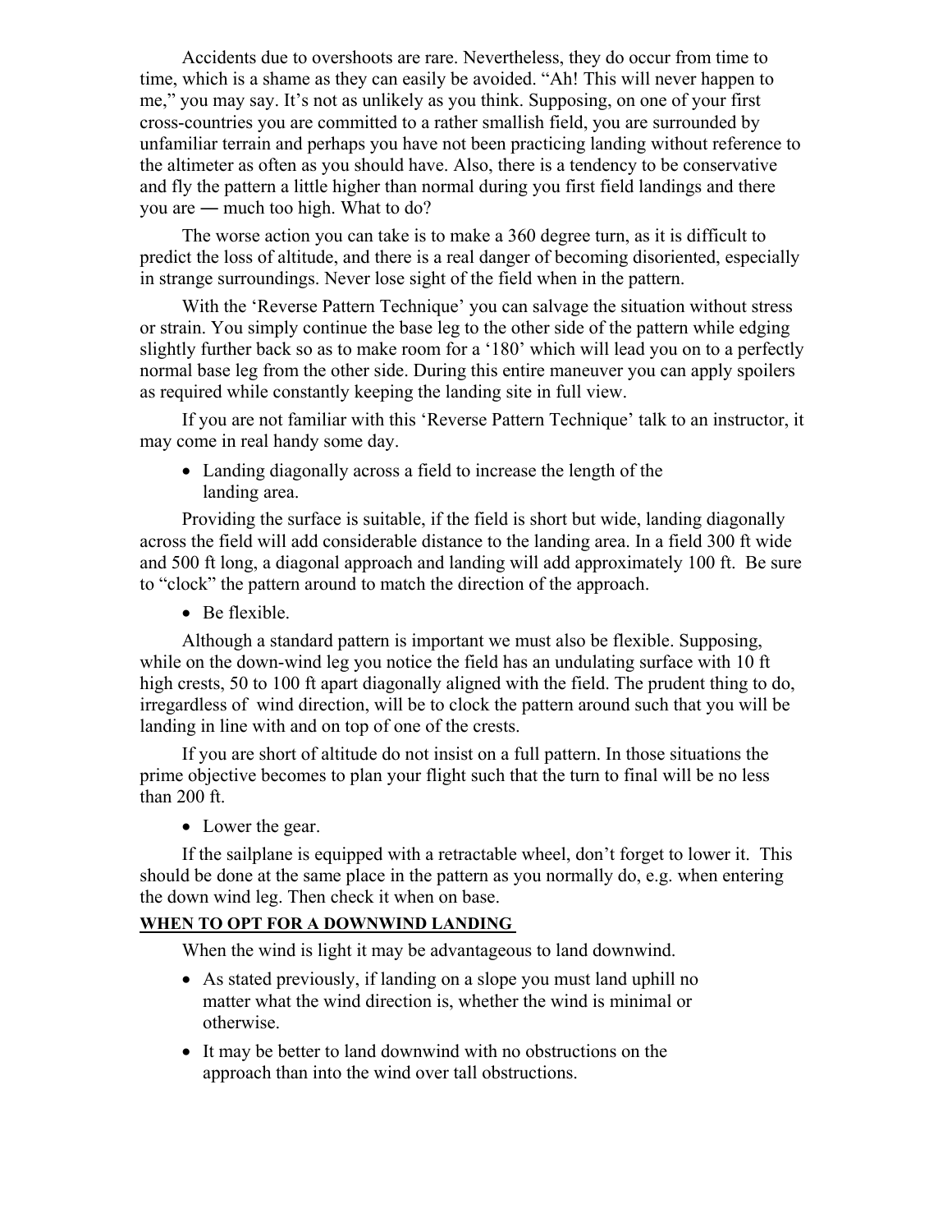Accidents due to overshoots are rare. Nevertheless, they do occur from time to time, which is a shame as they can easily be avoided. "Ah! This will never happen to me," you may say. It's not as unlikely as you think. Supposing, on one of your first cross-countries you are committed to a rather smallish field, you are surrounded by unfamiliar terrain and perhaps you have not been practicing landing without reference to the altimeter as often as you should have. Also, there is a tendency to be conservative and fly the pattern a little higher than normal during you first field landings and there you are ― much too high. What to do?

The worse action you can take is to make a 360 degree turn, as it is difficult to predict the loss of altitude, and there is a real danger of becoming disoriented, especially in strange surroundings. Never lose sight of the field when in the pattern.

With the 'Reverse Pattern Technique' you can salvage the situation without stress or strain. You simply continue the base leg to the other side of the pattern while edging slightly further back so as to make room for a '180' which will lead you on to a perfectly normal base leg from the other side. During this entire maneuver you can apply spoilers as required while constantly keeping the landing site in full view.

If you are not familiar with this 'Reverse Pattern Technique' talk to an instructor, it may come in real handy some day.

- Landing diagonally across a field to increase the length of the landing area.

Providing the surface is suitable, if the field is short but wide, landing diagonally across the field will add considerable distance to the landing area. In a field 300 ft wide and 500 ft long, a diagonal approach and landing will add approximately 100 ft. Be sure to "clock" the pattern around to match the direction of the approach.

- Be flexible.

Although a standard pattern is important we must also be flexible. Supposing, while on the down-wind leg you notice the field has an undulating surface with 10 ft high crests, 50 to 100 ft apart diagonally aligned with the field. The prudent thing to do, irregardless of wind direction, will be to clock the pattern around such that you will be landing in line with and on top of one of the crests.

If you are short of altitude do not insist on a full pattern. In those situations the prime objective becomes to plan your flight such that the turn to final will be no less than 200 ft.

- Lower the gear.

If the sailplane is equipped with a retractable wheel, don't forget to lower it. This should be done at the same place in the pattern as you normally do, e.g. when entering the down wind leg. Then check it when on base.

**WHEN TO OPT FOR A DOWNWIND LANDING**

When the wind is light it may be advantageous to land downwind.

- As stated previously, if landing on a slope you must land uphill no matter what the wind direction is, whether the wind is minimal or otherwise.
- It may be better to land downwind with no obstructions on the approach than into the wind over tall obstructions.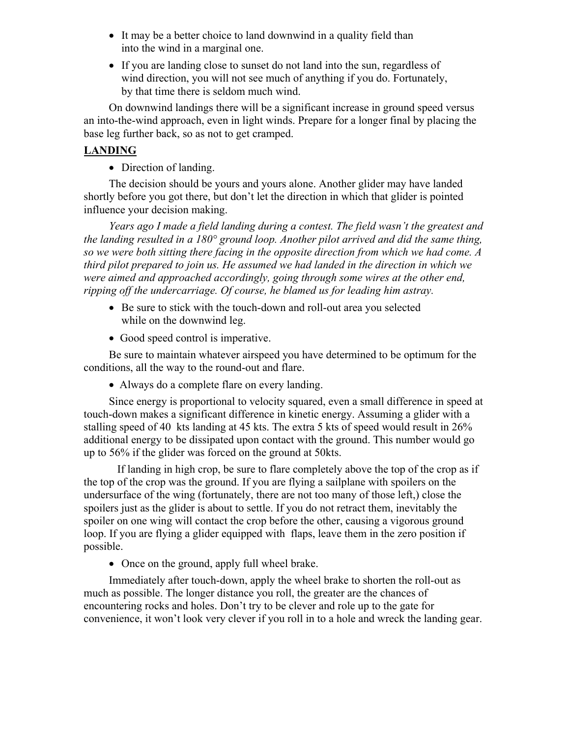- It may be a better choice to land downwind in a quality field than into the wind in a marginal one.
- If you are landing close to sunset do not land into the sun, regardless of wind direction, you will not see much of anything if you do. Fortunately, by that time there is seldom much wind.

On downwind landings there will be a significant increase in ground speed versus an into-the-wind approach, even in light winds. Prepare for a longer final by placing the base leg further back, so as not to get cramped.

## **LANDING**

- Direction of landing.

The decision should be yours and yours alone. Another glider may have landed shortly before you got there, but don't let the direction in which that glider is pointed influence your decision making.

*Years ago I made a field landing during a contest. The field wasn't the greatest and the landing resulted in a 180° ground loop. Another pilot arrived and did the same thing, so we were both sitting there facing in the opposite direction from which we had come. A third pilot prepared to join us. He assumed we had landed in the direction in which we were aimed and approached accordingly, going through some wires at the other end, ripping off the undercarriage. Of course, he blamed us for leading him astray.*

- Be sure to stick with the touch-down and roll-out area you selected while on the downwind leg.
- Good speed control is imperative.

Be sure to maintain whatever airspeed you have determined to be optimum for the conditions, all the way to the round-out and flare.

- Always do a complete flare on every landing.

Since energy is proportional to velocity squared, even a small difference in speed at touch-down makes a significant difference in kinetic energy. Assuming a glider with a stalling speed of 40 kts landing at 45 kts. The extra 5 kts of speed would result in 26% additional energy to be dissipated upon contact with the ground. This number would go up to 56% if the glider was forced on the ground at 50kts.

If landing in high crop, be sure to flare completely above the top of the crop as if the top of the crop was the ground. If you are flying a sailplane with spoilers on the undersurface of the wing (fortunately, there are not too many of those left,) close the spoilers just as the glider is about to settle. If you do not retract them, inevitably the spoiler on one wing will contact the crop before the other, causing a vigorous ground loop. If you are flying a glider equipped with flaps, leave them in the zero position if possible.

- Once on the ground, apply full wheel brake.

Immediately after touch-down, apply the wheel brake to shorten the roll-out as much as possible. The longer distance you roll, the greater are the chances of encountering rocks and holes. Don't try to be clever and role up to the gate for convenience, it won't look very clever if you roll in to a hole and wreck the landing gear.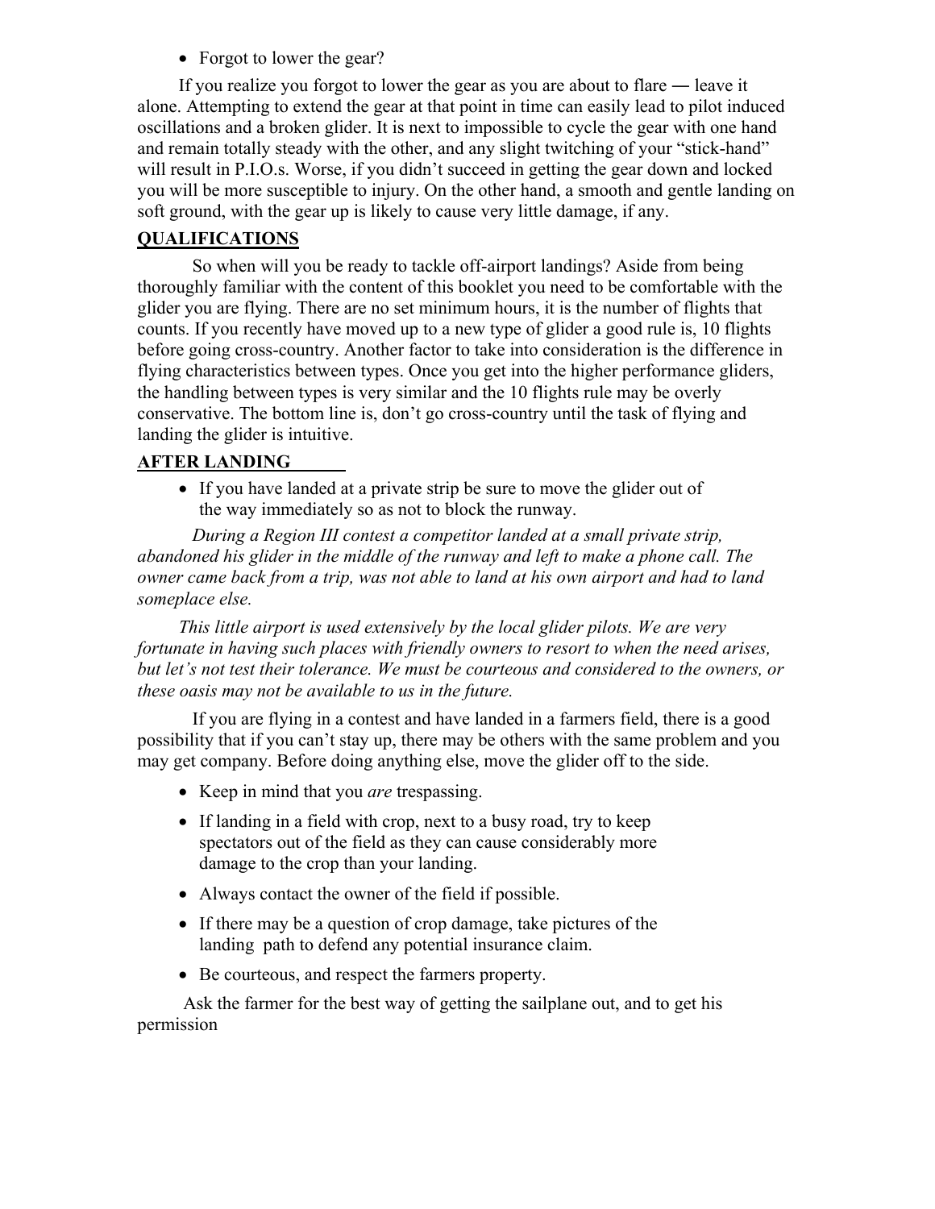- Forgot to lower the gear?

If you realize you forgot to lower the gear as you are about to flare ― leave it alone. Attempting to extend the gear at that point in time can easily lead to pilot induced oscillations and a broken glider. It is next to impossible to cycle the gear with one hand and remain totally steady with the other, and any slight twitching of your "stick-hand" will result in P.I.O.s. Worse, if you didn't succeed in getting the gear down and locked you will be more susceptible to injury. On the other hand, a smooth and gentle landing on soft ground, with the gear up is likely to cause very little damage, if any.

## QUALIFICATIONS

So when will you be ready to tackle off-airport landings? Aside from being thoroughly familiar with the content of this booklet you need to be comfortable with the glider you are flying. There are no set minimum hours, it is the number of flights that counts. If you recently have moved up to a new type of glider a good rule is, 10 flights before going cross-country. Another factor to take into consideration is the difference in flying characteristics between types. Once you get into the higher performance gliders, the handling between types is very similar and the 10 flights rule may be overly conservative. The bottom line is, don't go cross-country until the task of flying and landing the glider is intuitive.

## AFTER LANDING

- If you have landed at a private strip be sure to move the glider out of the way immediately so as not to block the runway.

*During a Region III contest a competitor landed at a small private strip, abandoned his glider in the middle of the runway and left to make a phone call. The owner came back from a trip, was not able to land at his own airport and had to land someplace else.*

*This little airport is used extensively by the local glider pilots. We are very fortunate in having such places with friendly owners to resort to when the need arises, but let's not test their tolerance. We must be courteous and considered to the owners, or these oasis may not be available to us in the future.*

If you are flying in a contest and have landed in a farmers field, there is a good possibility that if you can't stay up, there may be others with the same problem and you may get company. Before doing anything else, move the glider off to the side.

- Keep in mind that you *are* trespassing.
- If landing in a field with crop, next to a busy road, try to keep spectators out of the field as they can cause considerably more damage to the crop than your landing.
- Always contact the owner of the field if possible.
- If there may be a question of crop damage, take pictures of the landing path to defend any potential insurance claim.
- Be courteous, and respect the farmers property.

Ask the farmer for the best way of getting the sailplane out, and to get his permission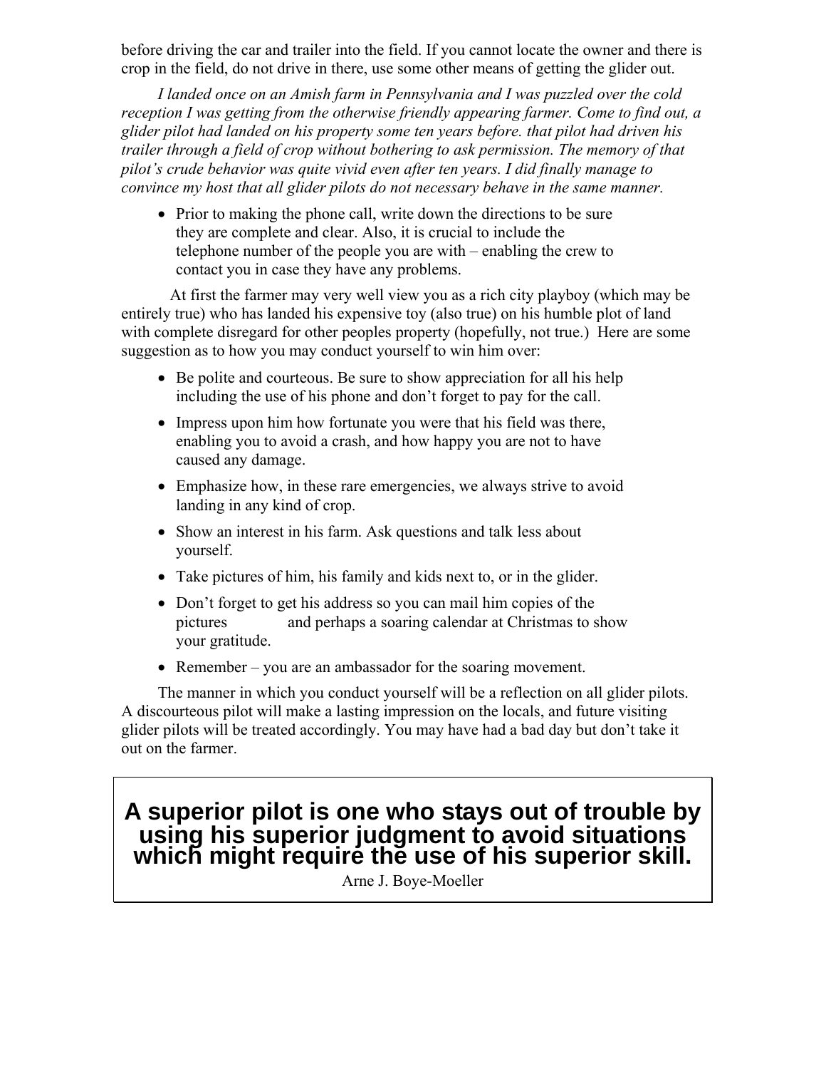before driving the car and trailer into the field. If you cannot locate the owner and there is crop in the field, do not drive in there, use some other means of getting the glider out.

*I landed once on an Amish farm in Pennsylvania and I was puzzled over the cold reception I was getting from the otherwise friendly appearing farmer. Come to find out, a glider pilot had landed on his property some ten years before. that pilot had driven his trailer through a field of crop without bothering to ask permission. The memory of that pilot's crude behavior was quite vivid even after ten years. I did finally manage to convince my host that all glider pilots do not necessary behave in the same manner.*

- Prior to making the phone call, write down the directions to be sure they are complete and clear. Also, it is crucial to include the telephone number of the people you are with – enabling the crew to contact you in case they have any problems.

At first the farmer may very well view you as a rich city playboy (which may be entirely true) who has landed his expensive toy (also true) on his humble plot of land with complete disregard for other peoples property (hopefully, not true.) Here are some suggestion as to how you may conduct yourself to win him over:

- Be polite and courteous. Be sure to show appreciation for all his help including the use of his phone and don't forget to pay for the call.
- Impress upon him how fortunate you were that his field was there, enabling you to avoid a crash, and how happy you are not to have caused any damage.
- Emphasize how, in these rare emergencies, we always strive to avoid landing in any kind of crop.
- Show an interest in his farm. Ask questions and talk less about yourself.
- Take pictures of him, his family and kids next to, or in the glider.
- Don't forget to get his address so you can mail him copies of the pictures and perhaps a soaring calendar at Christmas to show your gratitude.
- Remember – you are an ambassador for the soaring movement.

The manner in which you conduct yourself will be a reflection on all glider pilots. A discourteous pilot will make a lasting impression on the locals, and future visiting glider pilots will be treated accordingly. You may have had a bad day but don't take it out on the farmer.

**A superior pilot is one who stays out of trouble by using his superior judgment to avoid situations which might require the use of his superior skill.**

Arne J. Boye-Moeller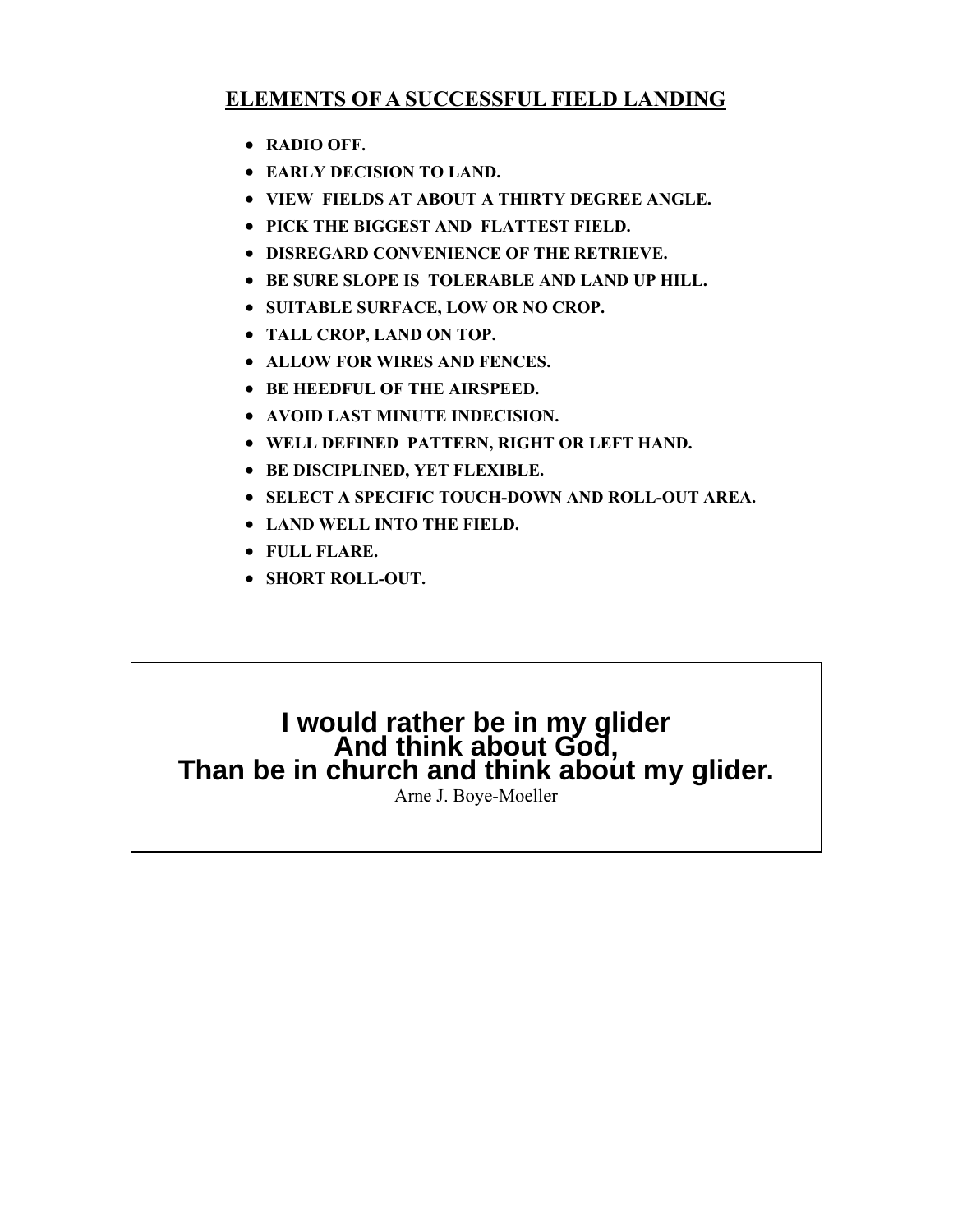## ELEMENTS OF A SUCCESSFUL FIELD LANDING

- **RADIO OFF.**
- **EARLY DECISION TO LAND.**
- **VIEW FIELDS AT ABOUT A THIRTY DEGREE ANGLE.**
- **PICK THE BIGGEST AND FLATTEST FIELD.**
- **DISREGARD CONVENIENCE OF THE RETRIEVE.**
- **BE SURE SLOPE IS TOLERABLE AND LAND UP HILL.**
- **SUITABLE SURFACE, LOW OR NO CROP.**
- **TALL CROP, LAND ON TOP.**
- **ALLOW FOR WIRES AND FENCES.**
- **BE HEEDFUL OF THE AIRSPEED.**
- **AVOID LAST MINUTE INDECISION.**
- **WELL DEFINED PATTERN, RIGHT OR LEFT HAND.**
- **BE DISCIPLINED, YET FLEXIBLE.**
- **SELECT A SPECIFIC TOUCH-DOWN AND ROLL-OUT AREA.**
- **LAND WELL INTO THE FIELD.**
- **FULL FLARE.**
- **SHORT ROLL-OUT.**

**I would rather be in my glider**
**And think about God,**
**Than be in church and think about my glider.**

Arne J. Boye-Moeller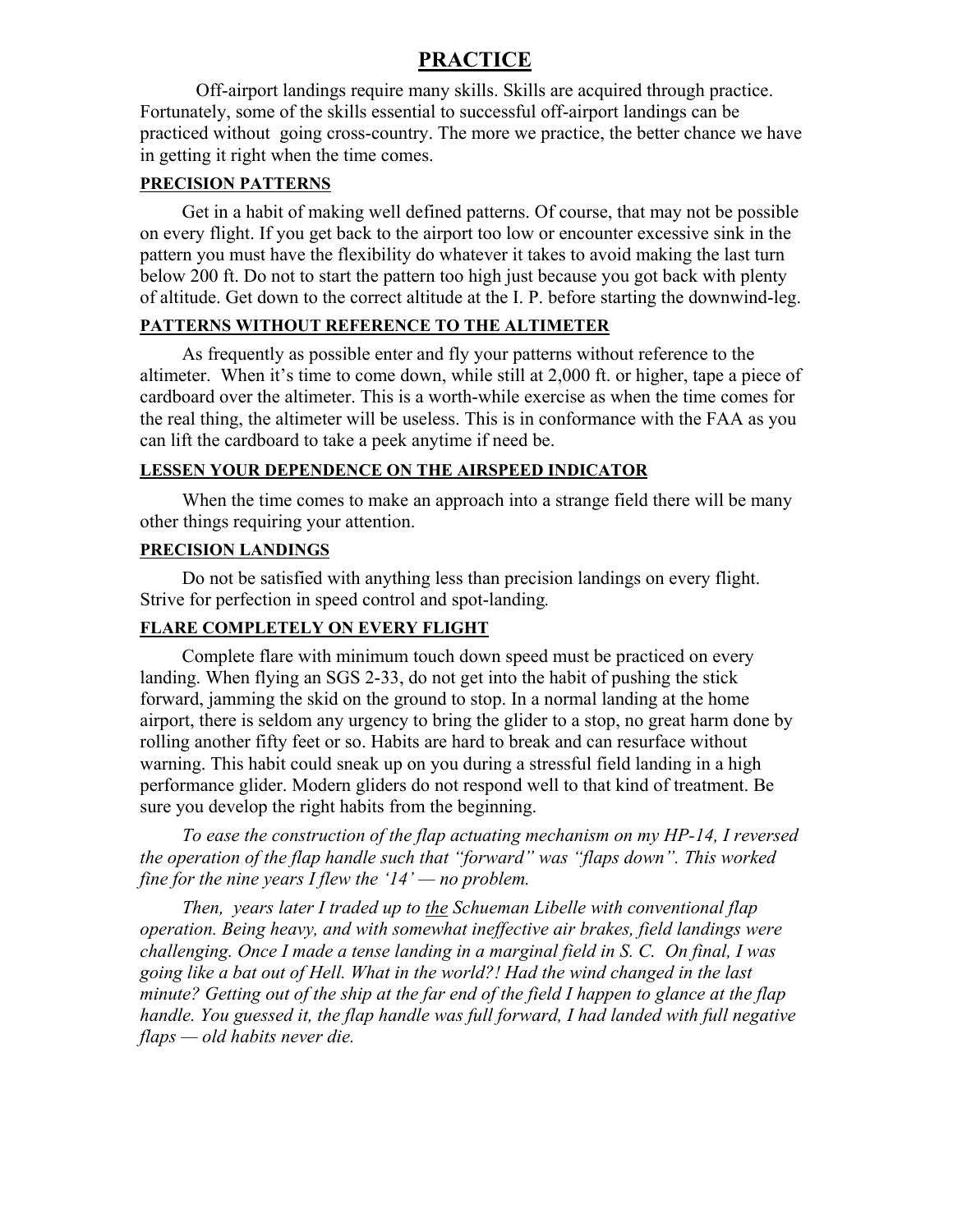# PRACTICE

Off-airport landings require many skills. Skills are acquired through practice. Fortunately, some of the skills essential to successful off-airport landings can be practiced without going cross-country. The more we practice, the better chance we have in getting it right when the time comes.

**PRECISION PATTERNS**

Get in a habit of making well defined patterns. Of course, that may not be possible on every flight. If you get back to the airport too low or encounter excessive sink in the pattern you must have the flexibility do whatever it takes to avoid making the last turn below 200 ft. Do not to start the pattern too high just because you got back with plenty of altitude. Get down to the correct altitude at the I. P. before starting the downwind-leg.

**PATTERNS WITHOUT REFERENCE TO THE ALTIMETER**

As frequently as possible enter and fly your patterns without reference to the altimeter. When it's time to come down, while still at 2,000 ft. or higher, tape a piece of cardboard over the altimeter. This is a worth-while exercise as when the time comes for the real thing, the altimeter will be useless. This is in conformance with the FAA as you can lift the cardboard to take a peek anytime if need be.

**LESSEN YOUR DEPENDENCE ON THE AIRSPEED INDICATOR**

When the time comes to make an approach into a strange field there will be many other things requiring your attention.

**PRECISION LANDINGS**

Do not be satisfied with anything less than precision landings on every flight. Strive for perfection in speed control and spot-landing.

**FLARE COMPLETELY ON EVERY FLIGHT**

Complete flare with minimum touch down speed must be practiced on every landing. When flying an SGS 2-33, do not get into the habit of pushing the stick forward, jamming the skid on the ground to stop. In a normal landing at the home airport, there is seldom any urgency to bring the glider to a stop, no great harm done by rolling another fifty feet or so. Habits are hard to break and can resurface without warning. This habit could sneak up on you during a stressful field landing in a high performance glider. Modern gliders do not respond well to that kind of treatment. Be sure you develop the right habits from the beginning.

*To ease the construction of the flap actuating mechanism on my HP-14, I reversed the operation of the flap handle such that "forward" was "flaps down". This worked fine for the nine years I flew the '14' — no problem.*

*Then, years later I traded up to the Schueman Libelle with conventional flap operation. Being heavy, and with somewhat ineffective air brakes, field landings were challenging. Once I made a tense landing in a marginal field in S. C. On final, I was going like a bat out of Hell. What in the world?! Had the wind changed in the last minute? Getting out of the ship at the far end of the field I happen to glance at the flap handle. You guessed it, the flap handle was full forward, I had landed with full negative flaps — old habits never die.*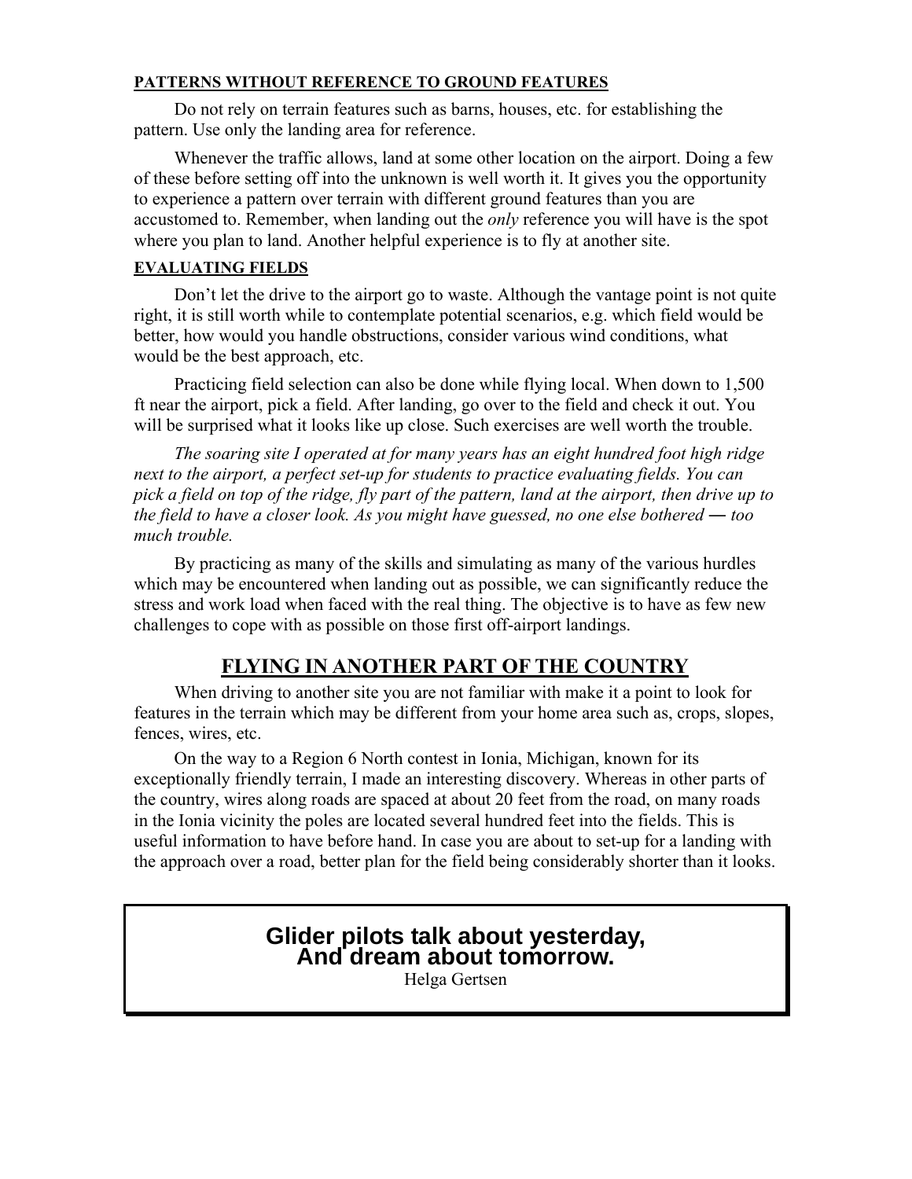**PATTERNS WITHOUT REFERENCE TO GROUND FEATURES**

Do not rely on terrain features such as barns, houses, etc. for establishing the pattern. Use only the landing area for reference.

Whenever the traffic allows, land at some other location on the airport. Doing a few of these before setting off into the unknown is well worth it. It gives you the opportunity to experience a pattern over terrain with different ground features than you are accustomed to. Remember, when landing out the *only* reference you will have is the spot where you plan to land. Another helpful experience is to fly at another site.

**EVALUATING FIELDS**

Don't let the drive to the airport go to waste. Although the vantage point is not quite right, it is still worth while to contemplate potential scenarios, e.g. which field would be better, how would you handle obstructions, consider various wind conditions, what would be the best approach, etc.

Practicing field selection can also be done while flying local. When down to 1,500 ft near the airport, pick a field. After landing, go over to the field and check it out. You will be surprised what it looks like up close. Such exercises are well worth the trouble.

*The soaring site I operated at for many years has an eight hundred foot high ridge next to the airport, a perfect set-up for students to practice evaluating fields. You can pick a field on top of the ridge, fly part of the pattern, land at the airport, then drive up to the field to have a closer look. As you might have guessed, no one else bothered ― too much trouble.*

By practicing as many of the skills and simulating as many of the various hurdles which may be encountered when landing out as possible, we can significantly reduce the stress and work load when faced with the real thing. The objective is to have as few new challenges to cope with as possible on those first off-airport landings.

## FLYING IN ANOTHER PART OF THE COUNTRY

When driving to another site you are not familiar with make it a point to look for features in the terrain which may be different from your home area such as, crops, slopes, fences, wires, etc.

On the way to a Region 6 North contest in Ionia, Michigan, known for its exceptionally friendly terrain, I made an interesting discovery. Whereas in other parts of the country, wires along roads are spaced at about 20 feet from the road, on many roads in the Ionia vicinity the poles are located several hundred feet into the fields. This is useful information to have before hand. In case you are about to set-up for a landing with the approach over a road, better plan for the field being considerably shorter than it looks.

**Glider pilots talk about yesterday,**
**And dream about tomorrow.**

Helga Gertsen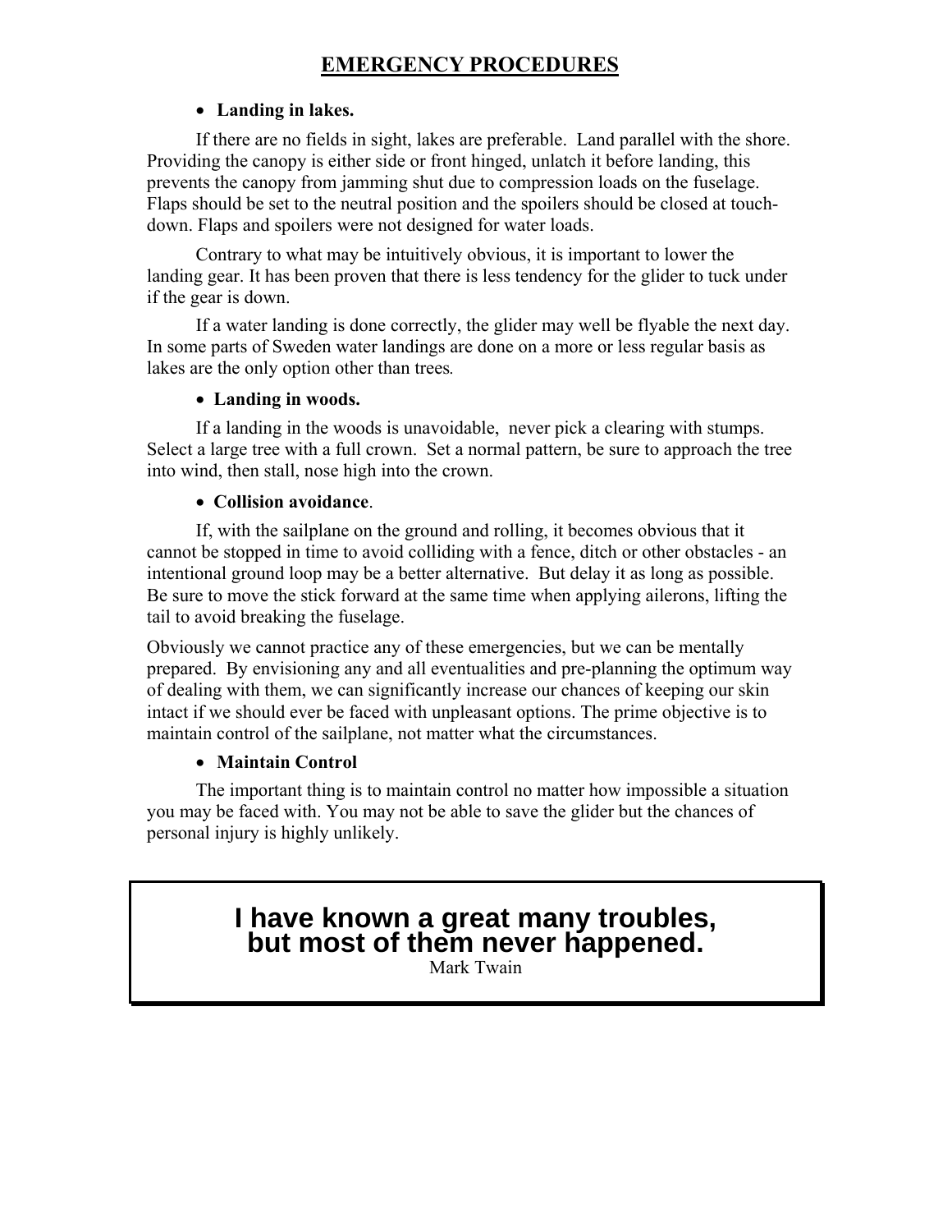## EMERGENCY PROCEDURES

- **Landing in lakes.**

If there are no fields in sight, lakes are preferable. Land parallel with the shore. Providing the canopy is either side or front hinged, unlatch it before landing, this prevents the canopy from jamming shut due to compression loads on the fuselage. Flaps should be set to the neutral position and the spoilers should be closed at touch-down. Flaps and spoilers were not designed for water loads.

Contrary to what may be intuitively obvious, it is important to lower the landing gear. It has been proven that there is less tendency for the glider to tuck under if the gear is down.

If a water landing is done correctly, the glider may well be flyable the next day. In some parts of Sweden water landings are done on a more or less regular basis as lakes are the only option other than trees.

- **Landing in woods.**

If a landing in the woods is unavoidable, never pick a clearing with stumps. Select a large tree with a full crown. Set a normal pattern, be sure to approach the tree into wind, then stall, nose high into the crown.

- **Collision avoidance**.

If, with the sailplane on the ground and rolling, it becomes obvious that it cannot be stopped in time to avoid colliding with a fence, ditch or other obstacles - an intentional ground loop may be a better alternative. But delay it as long as possible. Be sure to move the stick forward at the same time when applying ailerons, lifting the tail to avoid breaking the fuselage.

Obviously we cannot practice any of these emergencies, but we can be mentally prepared. By envisioning any and all eventualities and pre-planning the optimum way of dealing with them, we can significantly increase our chances of keeping our skin intact if we should ever be faced with unpleasant options. The prime objective is to maintain control of the sailplane, not matter what the circumstances.

- **Maintain Control**

The important thing is to maintain control no matter how impossible a situation you may be faced with. You may not be able to save the glider but the chances of personal injury is highly unlikely.

> **I have known a great many troubles, but most of them never happened.**
>
> Mark Twain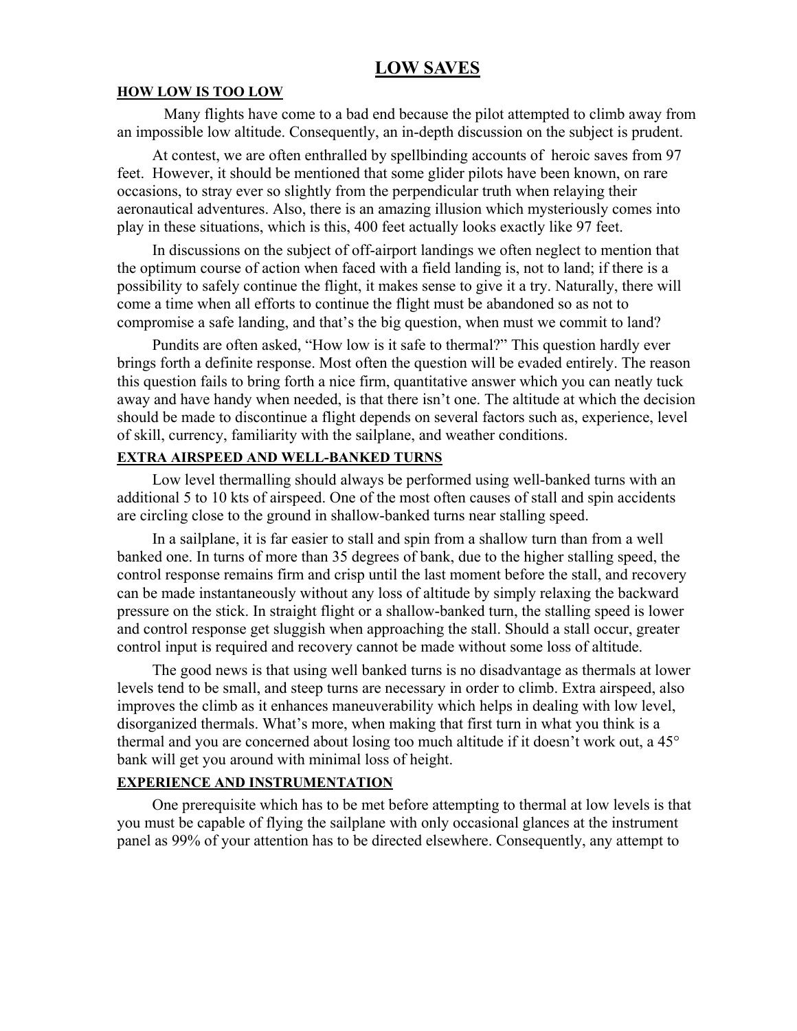# LOW SAVES

## HOW LOW IS TOO LOW

Many flights have come to a bad end because the pilot attempted to climb away from an impossible low altitude. Consequently, an in-depth discussion on the subject is prudent.

At contest, we are often enthralled by spellbinding accounts of heroic saves from 97 feet. However, it should be mentioned that some glider pilots have been known, on rare occasions, to stray ever so slightly from the perpendicular truth when relaying their aeronautical adventures. Also, there is an amazing illusion which mysteriously comes into play in these situations, which is this, 400 feet actually looks exactly like 97 feet.

In discussions on the subject of off-airport landings we often neglect to mention that the optimum course of action when faced with a field landing is, not to land; if there is a possibility to safely continue the flight, it makes sense to give it a try. Naturally, there will come a time when all efforts to continue the flight must be abandoned so as not to compromise a safe landing, and that's the big question, when must we commit to land?

Pundits are often asked, "How low is it safe to thermal?" This question hardly ever brings forth a definite response. Most often the question will be evaded entirely. The reason this question fails to bring forth a nice firm, quantitative answer which you can neatly tuck away and have handy when needed, is that there isn't one. The altitude at which the decision should be made to discontinue a flight depends on several factors such as, experience, level of skill, currency, familiarity with the sailplane, and weather conditions.

## EXTRA AIRSPEED AND WELL-BANKED TURNS

Low level thermalling should always be performed using well-banked turns with an additional 5 to 10 kts of airspeed. One of the most often causes of stall and spin accidents are circling close to the ground in shallow-banked turns near stalling speed.

In a sailplane, it is far easier to stall and spin from a shallow turn than from a well banked one. In turns of more than 35 degrees of bank, due to the higher stalling speed, the control response remains firm and crisp until the last moment before the stall, and recovery can be made instantaneously without any loss of altitude by simply relaxing the backward pressure on the stick. In straight flight or a shallow-banked turn, the stalling speed is lower and control response get sluggish when approaching the stall. Should a stall occur, greater control input is required and recovery cannot be made without some loss of altitude.

The good news is that using well banked turns is no disadvantage as thermals at lower levels tend to be small, and steep turns are necessary in order to climb. Extra airspeed, also improves the climb as it enhances maneuverability which helps in dealing with low level, disorganized thermals. What's more, when making that first turn in what you think is a thermal and you are concerned about losing too much altitude if it doesn't work out, a 45° bank will get you around with minimal loss of height.

## EXPERIENCE AND INSTRUMENTATION

One prerequisite which has to be met before attempting to thermal at low levels is that you must be capable of flying the sailplane with only occasional glances at the instrument panel as 99% of your attention has to be directed elsewhere. Consequently, any attempt to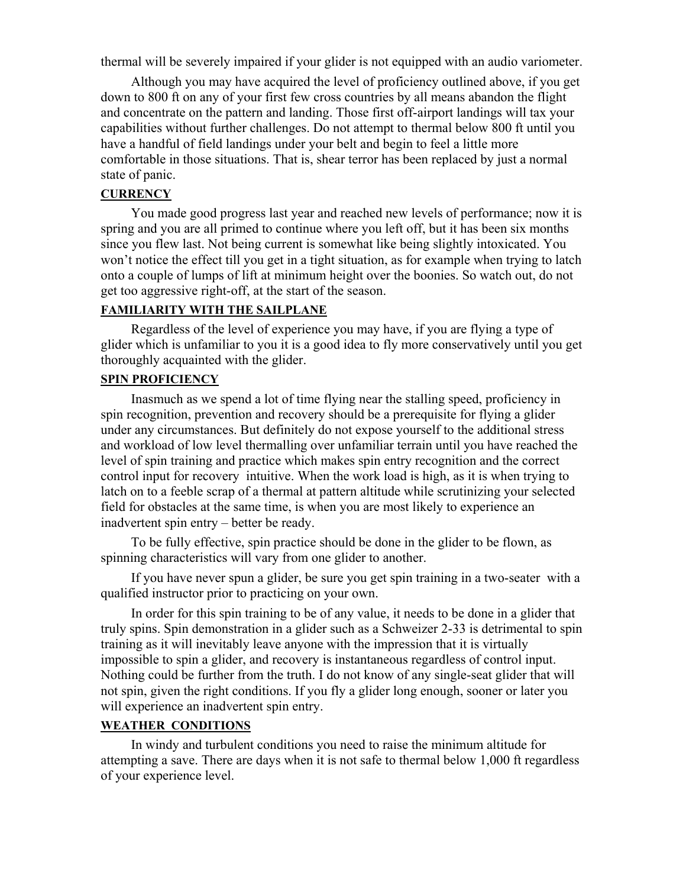thermal will be severely impaired if your glider is not equipped with an audio variometer.

Although you may have acquired the level of proficiency outlined above, if you get down to 800 ft on any of your first few cross countries by all means abandon the flight and concentrate on the pattern and landing. Those first off-airport landings will tax your capabilities without further challenges. Do not attempt to thermal below 800 ft until you have a handful of field landings under your belt and begin to feel a little more comfortable in those situations. That is, shear terror has been replaced by just a normal state of panic.

## CURRENCY

You made good progress last year and reached new levels of performance; now it is spring and you are all primed to continue where you left off, but it has been six months since you flew last. Not being current is somewhat like being slightly intoxicated. You won't notice the effect till you get in a tight situation, as for example when trying to latch onto a couple of lumps of lift at minimum height over the boonies. So watch out, do not get too aggressive right-off, at the start of the season.

## FAMILIARITY WITH THE SAILPLANE

Regardless of the level of experience you may have, if you are flying a type of glider which is unfamiliar to you it is a good idea to fly more conservatively until you get thoroughly acquainted with the glider.

## SPIN PROFICIENCY

Inasmuch as we spend a lot of time flying near the stalling speed, proficiency in spin recognition, prevention and recovery should be a prerequisite for flying a glider under any circumstances. But definitely do not expose yourself to the additional stress and workload of low level thermalling over unfamiliar terrain until you have reached the level of spin training and practice which makes spin entry recognition and the correct control input for recovery intuitive. When the work load is high, as it is when trying to latch on to a feeble scrap of a thermal at pattern altitude while scrutinizing your selected field for obstacles at the same time, is when you are most likely to experience an inadvertent spin entry – better be ready.

To be fully effective, spin practice should be done in the glider to be flown, as spinning characteristics will vary from one glider to another.

If you have never spun a glider, be sure you get spin training in a two-seater with a qualified instructor prior to practicing on your own.

In order for this spin training to be of any value, it needs to be done in a glider that truly spins. Spin demonstration in a glider such as a Schweizer 2-33 is detrimental to spin training as it will inevitably leave anyone with the impression that it is virtually impossible to spin a glider, and recovery is instantaneous regardless of control input. Nothing could be further from the truth. I do not know of any single-seat glider that will not spin, given the right conditions. If you fly a glider long enough, sooner or later you will experience an inadvertent spin entry.

## WEATHER CONDITIONS

In windy and turbulent conditions you need to raise the minimum altitude for attempting a save. There are days when it is not safe to thermal below 1,000 ft regardless of your experience level.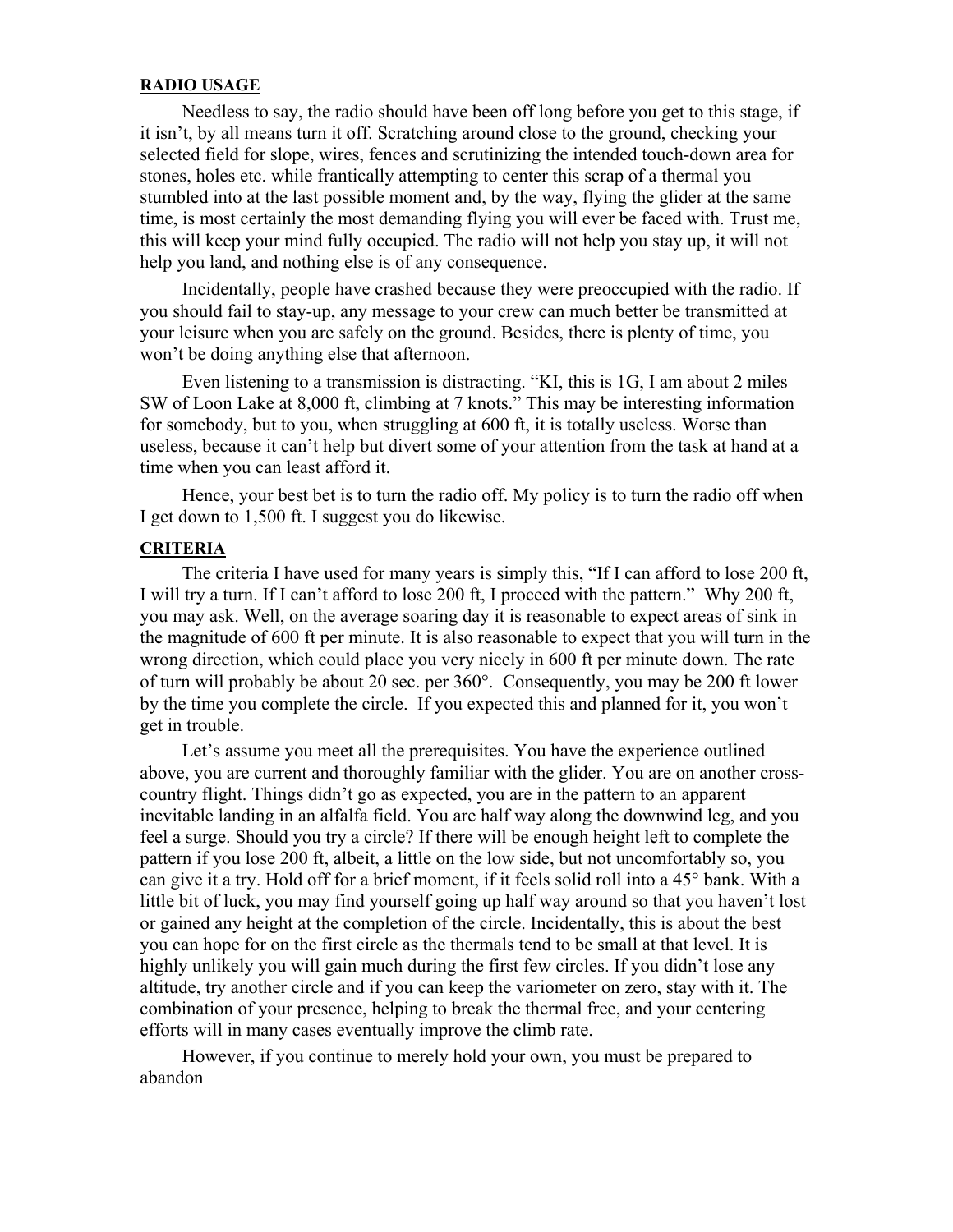## RADIO USAGE

Needless to say, the radio should have been off long before you get to this stage, if it isn't, by all means turn it off. Scratching around close to the ground, checking your selected field for slope, wires, fences and scrutinizing the intended touch-down area for stones, holes etc. while frantically attempting to center this scrap of a thermal you stumbled into at the last possible moment and, by the way, flying the glider at the same time, is most certainly the most demanding flying you will ever be faced with. Trust me, this will keep your mind fully occupied. The radio will not help you stay up, it will not help you land, and nothing else is of any consequence.

Incidentally, people have crashed because they were preoccupied with the radio. If you should fail to stay-up, any message to your crew can much better be transmitted at your leisure when you are safely on the ground. Besides, there is plenty of time, you won't be doing anything else that afternoon.

Even listening to a transmission is distracting. "KI, this is 1G, I am about 2 miles SW of Loon Lake at 8,000 ft, climbing at 7 knots." This may be interesting information for somebody, but to you, when struggling at 600 ft, it is totally useless. Worse than useless, because it can't help but divert some of your attention from the task at hand at a time when you can least afford it.

Hence, your best bet is to turn the radio off. My policy is to turn the radio off when I get down to 1,500 ft. I suggest you do likewise.

## CRITERIA

The criteria I have used for many years is simply this, "If I can afford to lose 200 ft, I will try a turn. If I can't afford to lose 200 ft, I proceed with the pattern." Why 200 ft, you may ask. Well, on the average soaring day it is reasonable to expect areas of sink in the magnitude of 600 ft per minute. It is also reasonable to expect that you will turn in the wrong direction, which could place you very nicely in 600 ft per minute down. The rate of turn will probably be about 20 sec. per 360°. Consequently, you may be 200 ft lower by the time you complete the circle. If you expected this and planned for it, you won't get in trouble.

Let's assume you meet all the prerequisites. You have the experience outlined above, you are current and thoroughly familiar with the glider. You are on another cross-country flight. Things didn't go as expected, you are in the pattern to an apparent inevitable landing in an alfalfa field. You are half way along the downwind leg, and you feel a surge. Should you try a circle? If there will be enough height left to complete the pattern if you lose 200 ft, albeit, a little on the low side, but not uncomfortably so, you can give it a try. Hold off for a brief moment, if it feels solid roll into a 45° bank. With a little bit of luck, you may find yourself going up half way around so that you haven't lost or gained any height at the completion of the circle. Incidentally, this is about the best you can hope for on the first circle as the thermals tend to be small at that level. It is highly unlikely you will gain much during the first few circles. If you didn't lose any altitude, try another circle and if you can keep the variometer on zero, stay with it. The combination of your presence, helping to break the thermal free, and your centering efforts will in many cases eventually improve the climb rate.

However, if you continue to merely hold your own, you must be prepared to abandon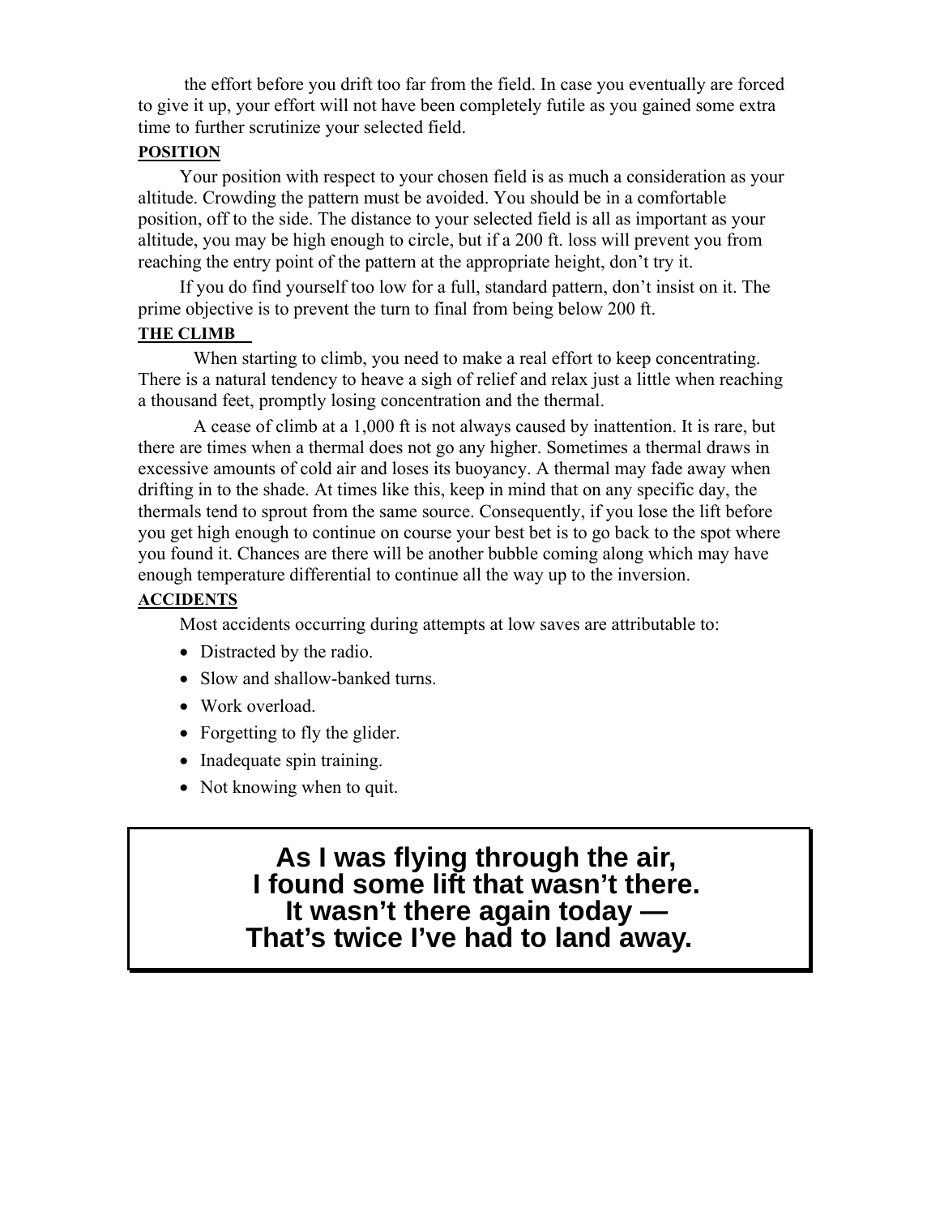the effort before you drift too far from the field. In case you eventually are forced to give it up, your effort will not have been completely futile as you gained some extra time to further scrutinize your selected field.

### POSITION

Your position with respect to your chosen field is as much a consideration as your altitude. Crowding the pattern must be avoided. You should be in a comfortable position, off to the side. The distance to your selected field is all as important as your altitude, you may be high enough to circle, but if a 200 ft. loss will prevent you from reaching the entry point of the pattern at the appropriate height, don't try it.

If you do find yourself too low for a full, standard pattern, don't insist on it. The prime objective is to prevent the turn to final from being below 200 ft.

### THE CLIMB

When starting to climb, you need to make a real effort to keep concentrating. There is a natural tendency to heave a sigh of relief and relax just a little when reaching a thousand feet, promptly losing concentration and the thermal.

A cease of climb at a 1,000 ft is not always caused by inattention. It is rare, but there are times when a thermal does not go any higher. Sometimes a thermal draws in excessive amounts of cold air and loses its buoyancy. A thermal may fade away when drifting in to the shade. At times like this, keep in mind that on any specific day, the thermals tend to sprout from the same source. Consequently, if you lose the lift before you get high enough to continue on course your best bet is to go back to the spot where you found it. Chances are there will be another bubble coming along which may have enough temperature differential to continue all the way up to the inversion.

### ACCIDENTS

Most accidents occurring during attempts at low saves are attributable to:

- Distracted by the radio.
- Slow and shallow-banked turns.
- Work overload.
- Forgetting to fly the glider.
- Inadequate spin training.
- Not knowing when to quit.

**As I was flying through the air,**
**I found some lift that wasn't there.**
**It wasn't there again today —**
**That's twice I've had to land away.**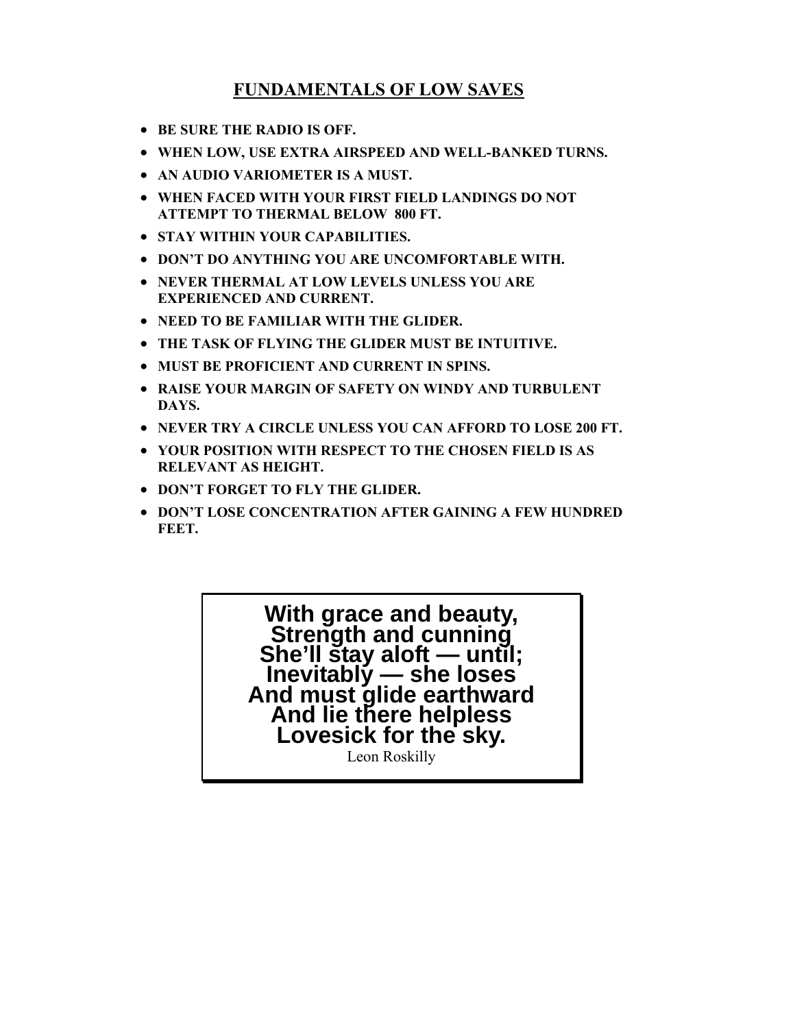## FUNDAMENTALS OF LOW SAVES

- **BE SURE THE RADIO IS OFF.**
- **WHEN LOW, USE EXTRA AIRSPEED AND WELL-BANKED TURNS.**
- **AN AUDIO VARIOMETER IS A MUST.**
- **WHEN FACED WITH YOUR FIRST FIELD LANDINGS DO NOT ATTEMPT TO THERMAL BELOW 800 FT.**
- **STAY WITHIN YOUR CAPABILITIES.**
- **DON'T DO ANYTHING YOU ARE UNCOMFORTABLE WITH.**
- **NEVER THERMAL AT LOW LEVELS UNLESS YOU ARE EXPERIENCED AND CURRENT.**
- **NEED TO BE FAMILIAR WITH THE GLIDER.**
- **THE TASK OF FLYING THE GLIDER MUST BE INTUITIVE.**
- **MUST BE PROFICIENT AND CURRENT IN SPINS.**
- **RAISE YOUR MARGIN OF SAFETY ON WINDY AND TURBULENT DAYS.**
- **NEVER TRY A CIRCLE UNLESS YOU CAN AFFORD TO LOSE 200 FT.**
- **YOUR POSITION WITH RESPECT TO THE CHOSEN FIELD IS AS RELEVANT AS HEIGHT.**
- **DON'T FORGET TO FLY THE GLIDER.**
- **DON'T LOSE CONCENTRATION AFTER GAINING A FEW HUNDRED FEET.**

**With grace and beauty,**
**Strength and cunning**
**She'll stay aloft — until;**
**Inevitably — she loses**
**And must glide earthward**
**And lie there helpless**
**Lovesick for the sky.**

Leon Roskilly